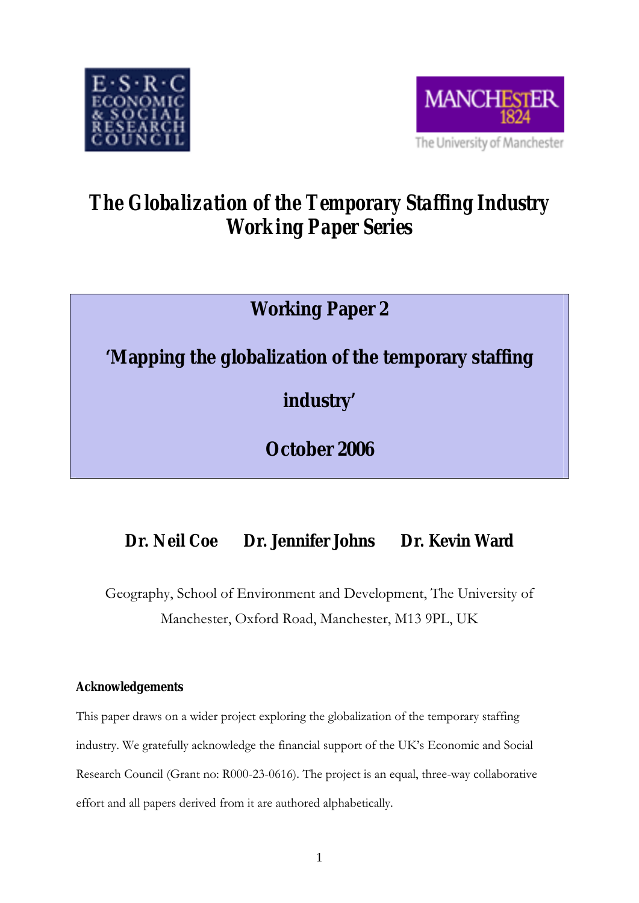# The Globalization of the Temporary Staffing Industry Working Paper Series

## Working Paper 2

## 'Mapping the globalization of the temporary staffing industry'

## October 2006

**Dr. Neil Coe      Dr. Jennifer Johns      Dr. Kevin Ward**

Geography, School of Environment and Development, The University of Manchester, Oxford Road, Manchester, M13 9PL, UK

### Acknowledgements

This paper draws on a wider project exploring the globalization of the temporary staffing industry. We gratefully acknowledge the financial support of the UK's Economic and Social Research Council (Grant no: R000-23-0616). The project is an equal, three-way collaborative effort and all papers derived from it are authored alphabetically.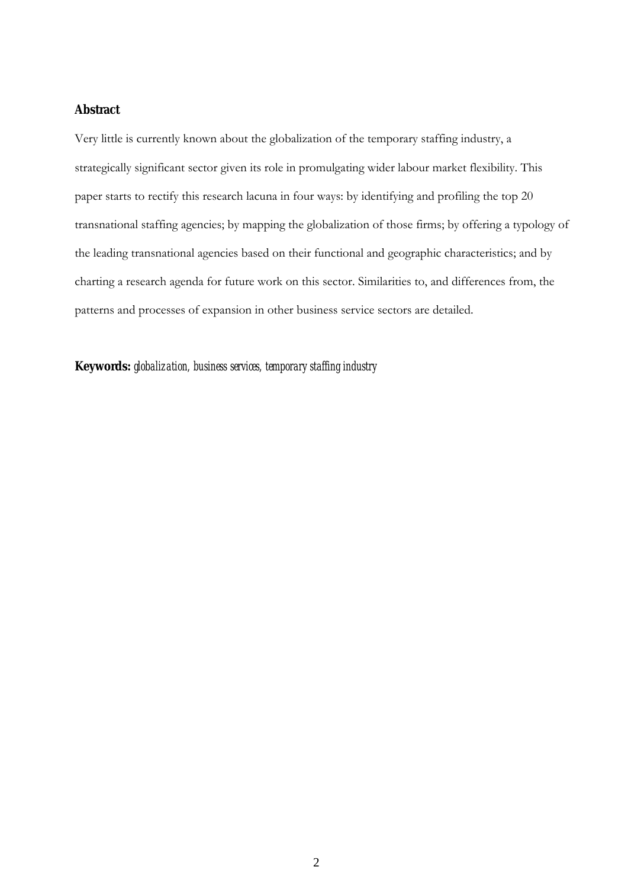## Abstract

Very little is currently known about the globalization of the temporary staffing industry, a strategically significant sector given its role in promulgating wider labour market flexibility. This paper starts to rectify this research lacuna in four ways: by identifying and profiling the top 20 transnational staffing agencies; by mapping the globalization of those firms; by offering a typology of the leading transnational agencies based on their functional and geographic characteristics; and by charting a research agenda for future work on this sector. Similarities to, and differences from, the patterns and processes of expansion in other business service sectors are detailed.

**Keywords:** *globalization, business services, temporary staffing industry*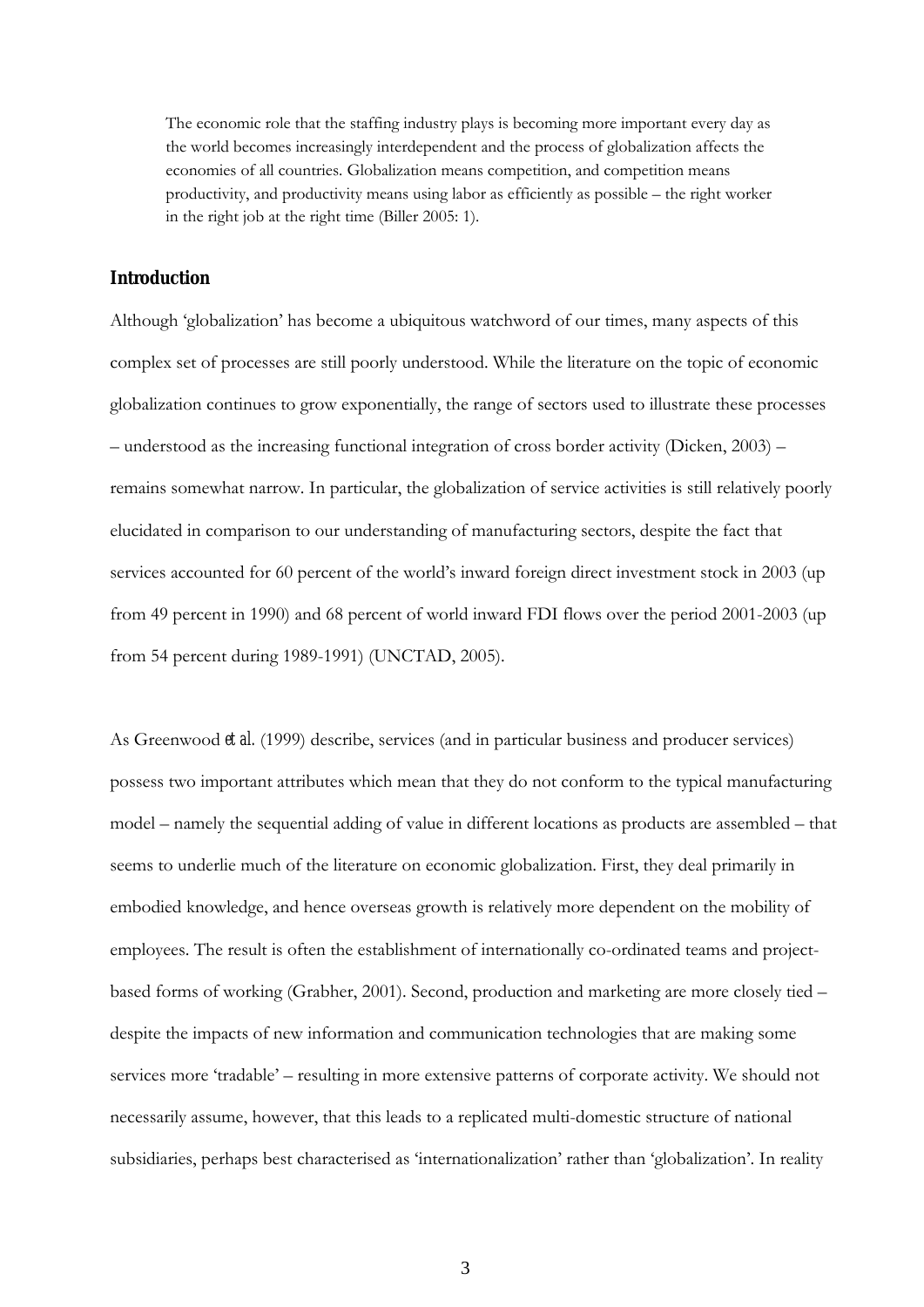> The economic role that the staffing industry plays is becoming more important every day as the world becomes increasingly interdependent and the process of globalization affects the economies of all countries. Globalization means competition, and competition means productivity, and productivity means using labor as efficiently as possible – the right worker in the right job at the right time (Biller 2005: 1).

## Introduction

Although 'globalization' has become a ubiquitous watchword of our times, many aspects of this complex set of processes are still poorly understood. While the literature on the topic of economic globalization continues to grow exponentially, the range of sectors used to illustrate these processes – understood as the increasing functional integration of cross border activity (Dicken, 2003) – remains somewhat narrow. In particular, the globalization of service activities is still relatively poorly elucidated in comparison to our understanding of manufacturing sectors, despite the fact that services accounted for 60 percent of the world's inward foreign direct investment stock in 2003 (up from 49 percent in 1990) and 68 percent of world inward FDI flows over the period 2001-2003 (up from 54 percent during 1989-1991) (UNCTAD, 2005).

As Greenwood *et al.* (1999) describe, services (and in particular business and producer services) possess two important attributes which mean that they do not conform to the typical manufacturing model – namely the sequential adding of value in different locations as products are assembled – that seems to underlie much of the literature on economic globalization. First, they deal primarily in embodied knowledge, and hence overseas growth is relatively more dependent on the mobility of employees. The result is often the establishment of internationally co-ordinated teams and project-based forms of working (Grabher, 2001). Second, production and marketing are more closely tied – despite the impacts of new information and communication technologies that are making some services more 'tradable' – resulting in more extensive patterns of corporate activity. We should not necessarily assume, however, that this leads to a replicated multi-domestic structure of national subsidiaries, perhaps best characterised as 'internationalization' rather than 'globalization'. In reality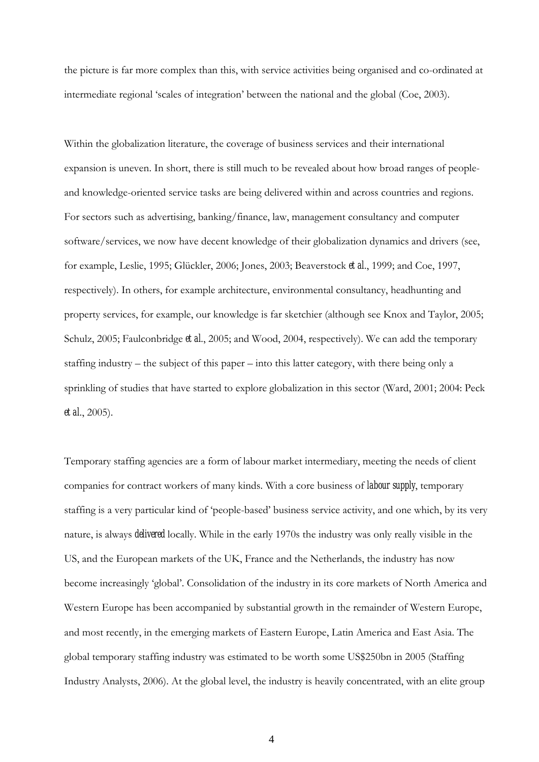the picture is far more complex than this, with service activities being organised and co-ordinated at intermediate regional 'scales of integration' between the national and the global (Coe, 2003).

Within the globalization literature, the coverage of business services and their international expansion is uneven. In short, there is still much to be revealed about how broad ranges of people- and knowledge-oriented service tasks are being delivered within and across countries and regions. For sectors such as advertising, banking/finance, law, management consultancy and computer software/services, we now have decent knowledge of their globalization dynamics and drivers (see, for example, Leslie, 1995; Glückler, 2006; Jones, 2003; Beaverstock *et al.*, 1999; and Coe, 1997, respectively). In others, for example architecture, environmental consultancy, headhunting and property services, for example, our knowledge is far sketchier (although see Knox and Taylor, 2005; Schulz, 2005; Faulconbridge *et al.*, 2005; and Wood, 2004, respectively). We can add the temporary staffing industry – the subject of this paper – into this latter category, with there being only a sprinkling of studies that have started to explore globalization in this sector (Ward, 2001; 2004: Peck *et al.*, 2005).

Temporary staffing agencies are a form of labour market intermediary, meeting the needs of client companies for contract workers of many kinds. With a core business of *labour supply*, temporary staffing is a very particular kind of 'people-based' business service activity, and one which, by its very nature, is always *delivered* locally. While in the early 1970s the industry was only really visible in the US, and the European markets of the UK, France and the Netherlands, the industry has now become increasingly 'global'. Consolidation of the industry in its core markets of North America and Western Europe has been accompanied by substantial growth in the remainder of Western Europe, and most recently, in the emerging markets of Eastern Europe, Latin America and East Asia. The global temporary staffing industry was estimated to be worth some US$250bn in 2005 (Staffing Industry Analysts, 2006). At the global level, the industry is heavily concentrated, with an elite group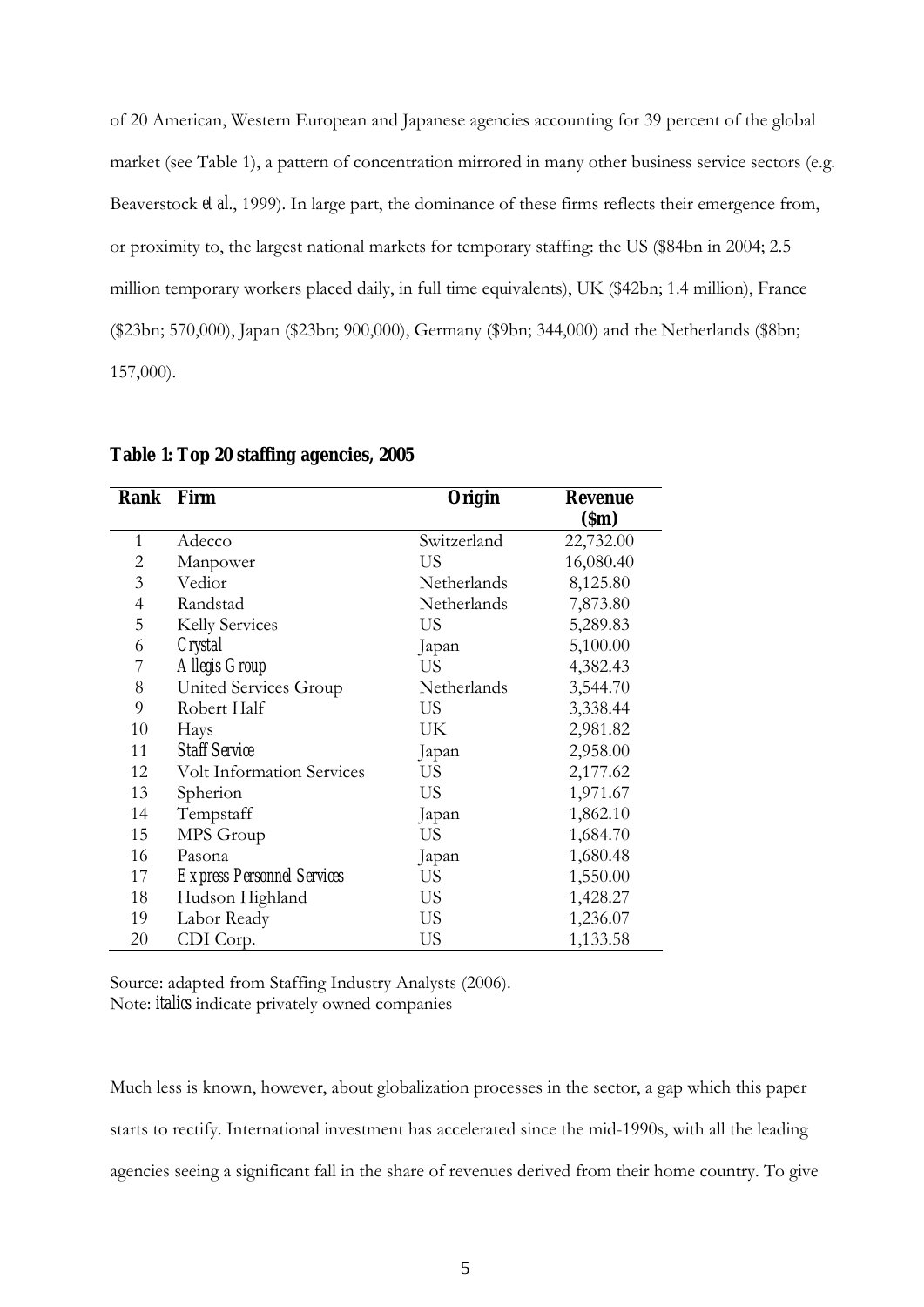of 20 American, Western European and Japanese agencies accounting for 39 percent of the global market (see Table 1), a pattern of concentration mirrored in many other business service sectors (e.g. Beaverstock *et al.*, 1999). In large part, the dominance of these firms reflects their emergence from, or proximity to, the largest national markets for temporary staffing: the US ($84bn in 2004; 2.5 million temporary workers placed daily, in full time equivalents), UK ($42bn; 1.4 million), France ($23bn; 570,000), Japan ($23bn; 900,000), Germany ($9bn; 344,000) and the Netherlands ($8bn; 157,000).

**Table 1: Top 20 staffing agencies, 2005**

| Rank | Firm | Origin | Revenue ($m) |
|---|---|---|---|
| 1 | Adecco | Switzerland | 22,732.00 |
| 2 | Manpower | US | 16,080.40 |
| 3 | Vedior | Netherlands | 8,125.80 |
| 4 | Randstad | Netherlands | 7,873.80 |
| 5 | Kelly Services | US | 5,289.83 |
| 6 | *Crystal* | Japan | 5,100.00 |
| 7 | *Allegis Group* | US | 4,382.43 |
| 8 | United Services Group | Netherlands | 3,544.70 |
| 9 | Robert Half | US | 3,338.44 |
| 10 | Hays | UK | 2,981.82 |
| 11 | *Staff Service* | Japan | 2,958.00 |
| 12 | Volt Information Services | US | 2,177.62 |
| 13 | Spherion | US | 1,971.67 |
| 14 | Tempstaff | Japan | 1,862.10 |
| 15 | MPS Group | US | 1,684.70 |
| 16 | Pasona | Japan | 1,680.48 |
| 17 | *Express Personnel Services* | US | 1,550.00 |
| 18 | Hudson Highland | US | 1,428.27 |
| 19 | Labor Ready | US | 1,236.07 |
| 20 | CDI Corp. | US | 1,133.58 |

Source: adapted from Staffing Industry Analysts (2006).
Note: *italics* indicate privately owned companies

Much less is known, however, about globalization processes in the sector, a gap which this paper starts to rectify. International investment has accelerated since the mid-1990s, with all the leading agencies seeing a significant fall in the share of revenues derived from their home country. To give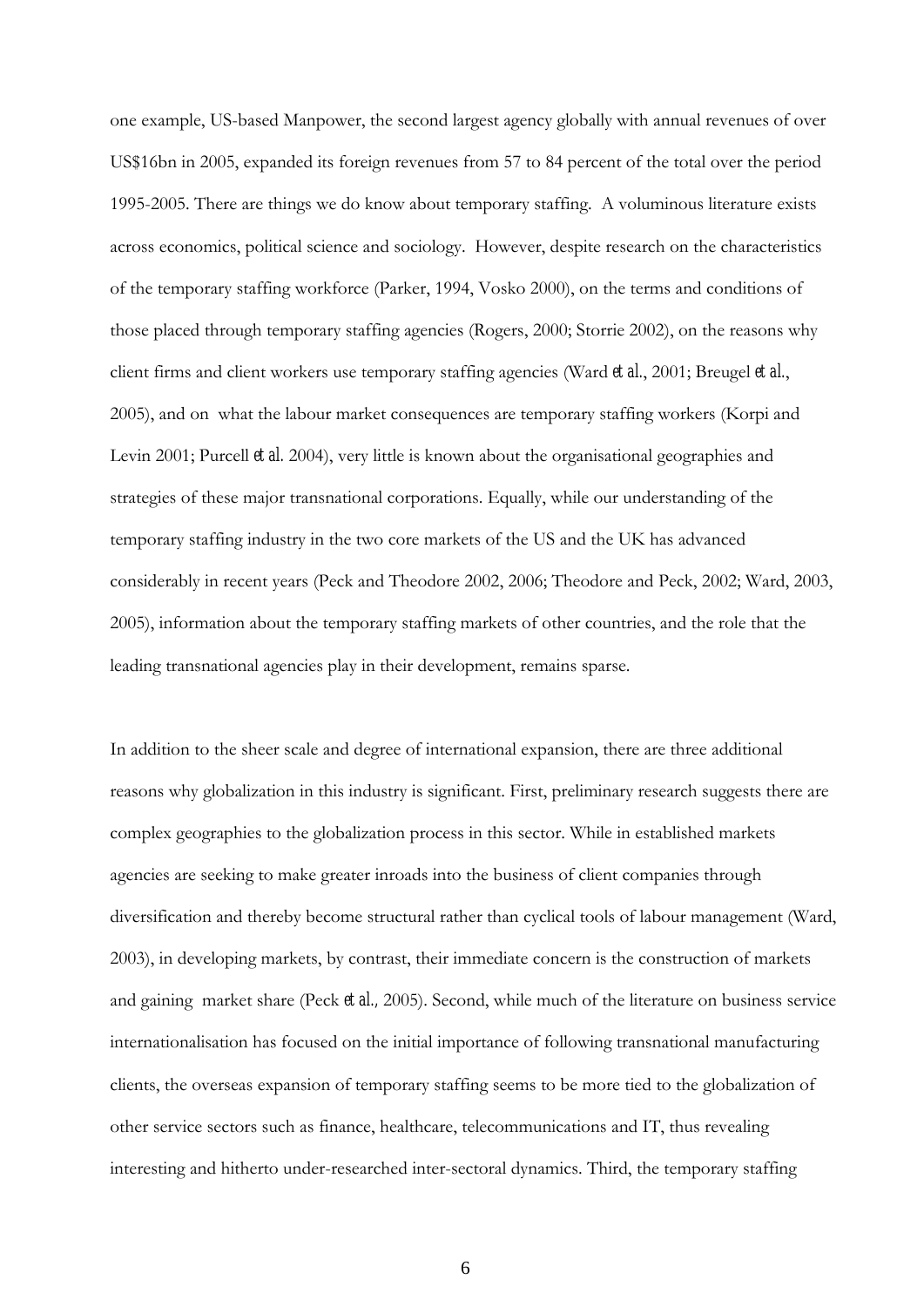one example, US-based Manpower, the second largest agency globally with annual revenues of over US$16bn in 2005, expanded its foreign revenues from 57 to 84 percent of the total over the period 1995-2005. There are things we do know about temporary staffing. A voluminous literature exists across economics, political science and sociology. However, despite research on the characteristics of the temporary staffing workforce (Parker, 1994, Vosko 2000), on the terms and conditions of those placed through temporary staffing agencies (Rogers, 2000; Storrie 2002), on the reasons why client firms and client workers use temporary staffing agencies (Ward *et al.*, 2001; Breugel *et al.*, 2005), and on what the labour market consequences are temporary staffing workers (Korpi and Levin 2001; Purcell *et al.* 2004), very little is known about the organisational geographies and strategies of these major transnational corporations. Equally, while our understanding of the temporary staffing industry in the two core markets of the US and the UK has advanced considerably in recent years (Peck and Theodore 2002, 2006; Theodore and Peck, 2002; Ward, 2003, 2005), information about the temporary staffing markets of other countries, and the role that the leading transnational agencies play in their development, remains sparse.

In addition to the sheer scale and degree of international expansion, there are three additional reasons why globalization in this industry is significant. First, preliminary research suggests there are complex geographies to the globalization process in this sector. While in established markets agencies are seeking to make greater inroads into the business of client companies through diversification and thereby become structural rather than cyclical tools of labour management (Ward, 2003), in developing markets, by contrast, their immediate concern is the construction of markets and gaining market share (Peck *et al.*, 2005). Second, while much of the literature on business service internationalisation has focused on the initial importance of following transnational manufacturing clients, the overseas expansion of temporary staffing seems to be more tied to the globalization of other service sectors such as finance, healthcare, telecommunications and IT, thus revealing interesting and hitherto under-researched inter-sectoral dynamics. Third, the temporary staffing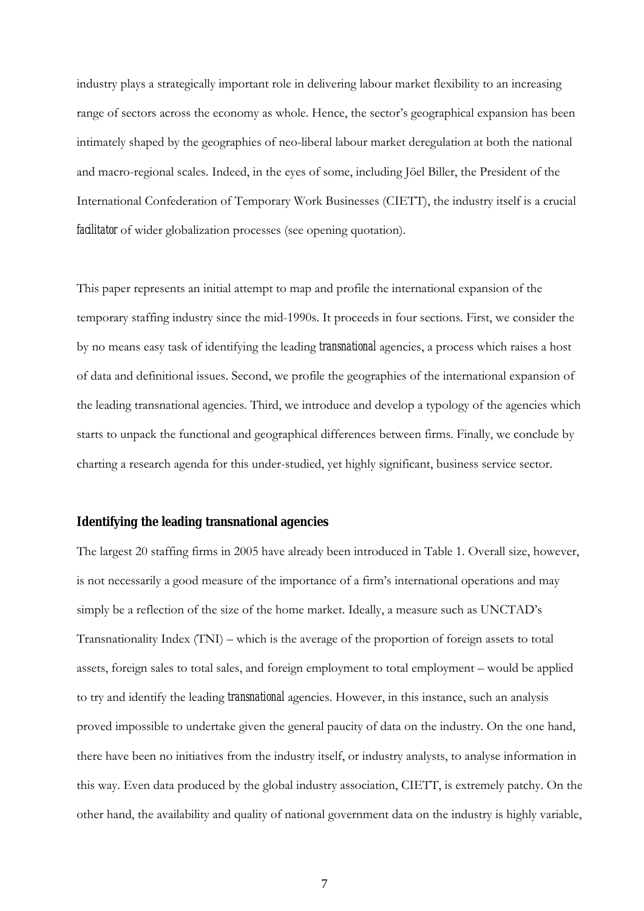industry plays a strategically important role in delivering labour market flexibility to an increasing range of sectors across the economy as whole. Hence, the sector's geographical expansion has been intimately shaped by the geographies of neo-liberal labour market deregulation at both the national and macro-regional scales. Indeed, in the eyes of some, including Jöel Biller, the President of the International Confederation of Temporary Work Businesses (CIETT), the industry itself is a crucial *facilitator* of wider globalization processes (see opening quotation).

This paper represents an initial attempt to map and profile the international expansion of the temporary staffing industry since the mid-1990s. It proceeds in four sections. First, we consider the by no means easy task of identifying the leading *transnational* agencies, a process which raises a host of data and definitional issues. Second, we profile the geographies of the international expansion of the leading transnational agencies. Third, we introduce and develop a typology of the agencies which starts to unpack the functional and geographical differences between firms. Finally, we conclude by charting a research agenda for this under-studied, yet highly significant, business service sector.

## Identifying the leading transnational agencies

The largest 20 staffing firms in 2005 have already been introduced in Table 1. Overall size, however, is not necessarily a good measure of the importance of a firm's international operations and may simply be a reflection of the size of the home market. Ideally, a measure such as UNCTAD's Transnationality Index (TNI) – which is the average of the proportion of foreign assets to total assets, foreign sales to total sales, and foreign employment to total employment – would be applied to try and identify the leading *transnational* agencies. However, in this instance, such an analysis proved impossible to undertake given the general paucity of data on the industry. On the one hand, there have been no initiatives from the industry itself, or industry analysts, to analyse information in this way. Even data produced by the global industry association, CIETT, is extremely patchy. On the other hand, the availability and quality of national government data on the industry is highly variable,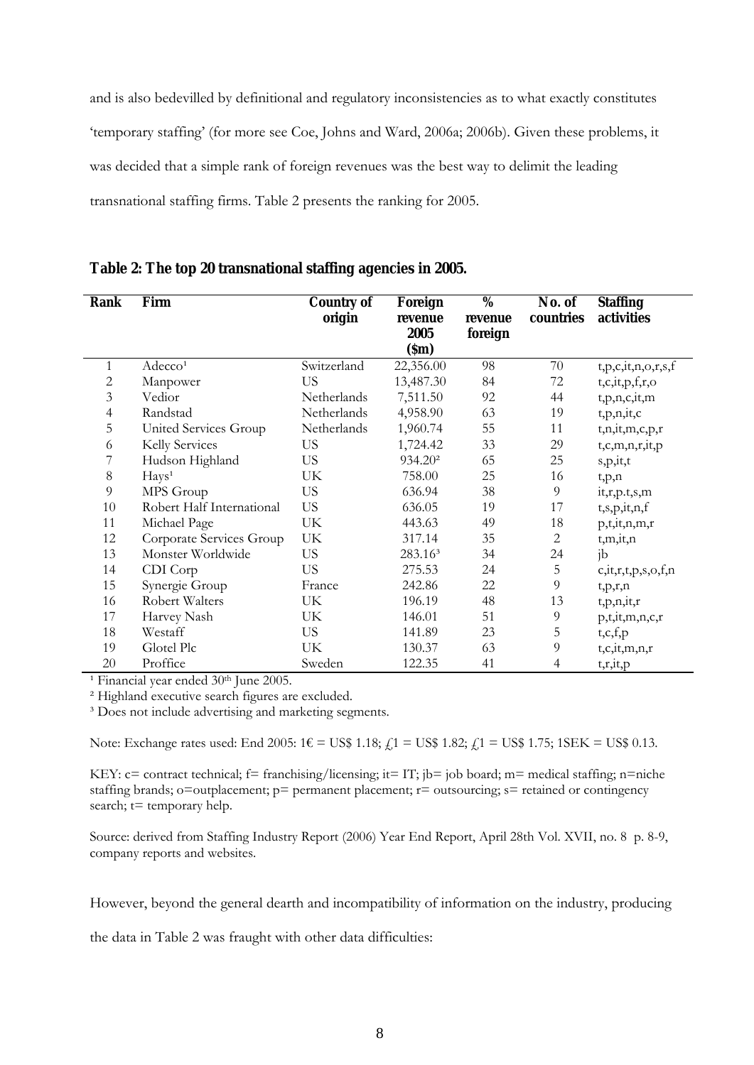and is also bedevilled by definitional and regulatory inconsistencies as to what exactly constitutes 'temporary staffing' (for more see Coe, Johns and Ward, 2006a; 2006b). Given these problems, it was decided that a simple rank of foreign revenues was the best way to delimit the leading transnational staffing firms. Table 2 presents the ranking for 2005.

**Table 2: The top 20 transnational staffing agencies in 2005.**

| Rank | Firm | Country of origin | Foreign revenue 2005 ($m) | % revenue foreign | No. of countries | Staffing activities |
|---|---|---|---|---|---|---|
| 1 | Adecco[1] | Switzerland | 22,356.00 | 98 | 70 | t,p,c,it,n,o,r,s,f |
| 2 | Manpower | US | 13,487.30 | 84 | 72 | t,c,it,p,f,r,o |
| 3 | Vedior | Netherlands | 7,511.50 | 92 | 44 | t,p,n,c,it,m |
| 4 | Randstad | Netherlands | 4,958.90 | 63 | 19 | t,p,n,it,c |
| 5 | United Services Group | Netherlands | 1,960.74 | 55 | 11 | t,n,it,m,c,p,r |
| 6 | Kelly Services | US | 1,724.42 | 33 | 29 | t,c,m,n,r,it,p |
| 7 | Hudson Highland | US | 934.20[2] | 65 | 25 | s,p,it,t |
| 8 | Hays[1] | UK | 758.00 | 25 | 16 | t,p,n |
| 9 | MPS Group | US | 636.94 | 38 | 9 | it,r,p.t,s,m |
| 10 | Robert Half International | US | 636.05 | 19 | 17 | t,s,p,it,n,f |
| 11 | Michael Page | UK | 443.63 | 49 | 18 | p,t,it,n,m,r |
| 12 | Corporate Services Group | UK | 317.14 | 35 | 2 | t,m,it,n |
| 13 | Monster Worldwide | US | 283.16[3] | 34 | 24 | jb |
| 14 | CDI Corp | US | 275.53 | 24 | 5 | c,it,r,t,p,s,o,f,n |
| 15 | Synergie Group | France | 242.86 | 22 | 9 | t,p,r,n |
| 16 | Robert Walters | UK | 196.19 | 48 | 13 | t,p,n,it,r |
| 17 | Harvey Nash | UK | 146.01 | 51 | 9 | p,t,it,m,n,c,r |
| 18 | Westaff | US | 141.89 | 23 | 5 | t,c,f,p |
| 19 | Glotel Plc | UK | 130.37 | 63 | 9 | t,c,it,m,n,r |
| 20 | Proffice | Sweden | 122.35 | 41 | 4 | t,r,it,p |

[1] Financial year ended 30th June 2005.

[2] Highland executive search figures are excluded.

[3] Does not include advertising and marketing segments.

Note: Exchange rates used: End 2005: 1€ = US$ 1.18; £1 = US$ 1.82; £1 = US$ 1.75; 1SEK = US$ 0.13.

KEY: c= contract technical; f= franchising/licensing; it= IT; jb= job board; m= medical staffing; n=niche staffing brands; o=outplacement; p= permanent placement; r= outsourcing; s= retained or contingency search; t= temporary help.

Source: derived from Staffing Industry Report (2006) Year End Report, April 28th Vol. XVII, no. 8 p. 8-9, company reports and websites.

However, beyond the general dearth and incompatibility of information on the industry, producing the data in Table 2 was fraught with other data difficulties: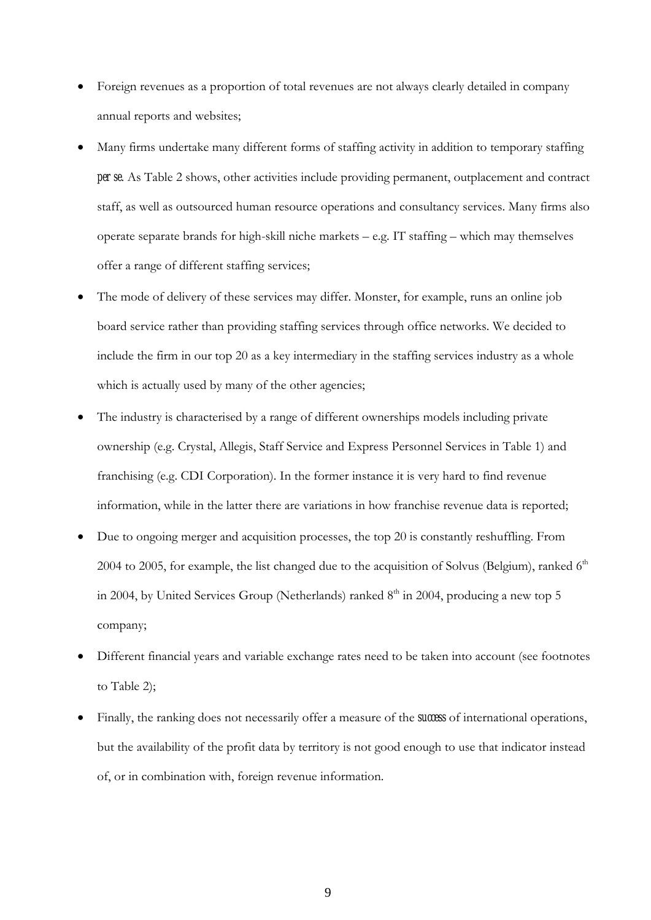- Foreign revenues as a proportion of total revenues are not always clearly detailed in company annual reports and websites;
- Many firms undertake many different forms of staffing activity in addition to temporary staffing *per se*. As Table 2 shows, other activities include providing permanent, outplacement and contract staff, as well as outsourced human resource operations and consultancy services. Many firms also operate separate brands for high-skill niche markets – e.g. IT staffing – which may themselves offer a range of different staffing services;
- The mode of delivery of these services may differ. Monster, for example, runs an online job board service rather than providing staffing services through office networks. We decided to include the firm in our top 20 as a key intermediary in the staffing services industry as a whole which is actually used by many of the other agencies;
- The industry is characterised by a range of different ownerships models including private ownership (e.g. Crystal, Allegis, Staff Service and Express Personnel Services in Table 1) and franchising (e.g. CDI Corporation). In the former instance it is very hard to find revenue information, while in the latter there are variations in how franchise revenue data is reported;
- Due to ongoing merger and acquisition processes, the top 20 is constantly reshuffling. From 2004 to 2005, for example, the list changed due to the acquisition of Solvus (Belgium), ranked 6th in 2004, by United Services Group (Netherlands) ranked 8th in 2004, producing a new top 5 company;
- Different financial years and variable exchange rates need to be taken into account (see footnotes to Table 2);
- Finally, the ranking does not necessarily offer a measure of the *success* of international operations, but the availability of the profit data by territory is not good enough to use that indicator instead of, or in combination with, foreign revenue information.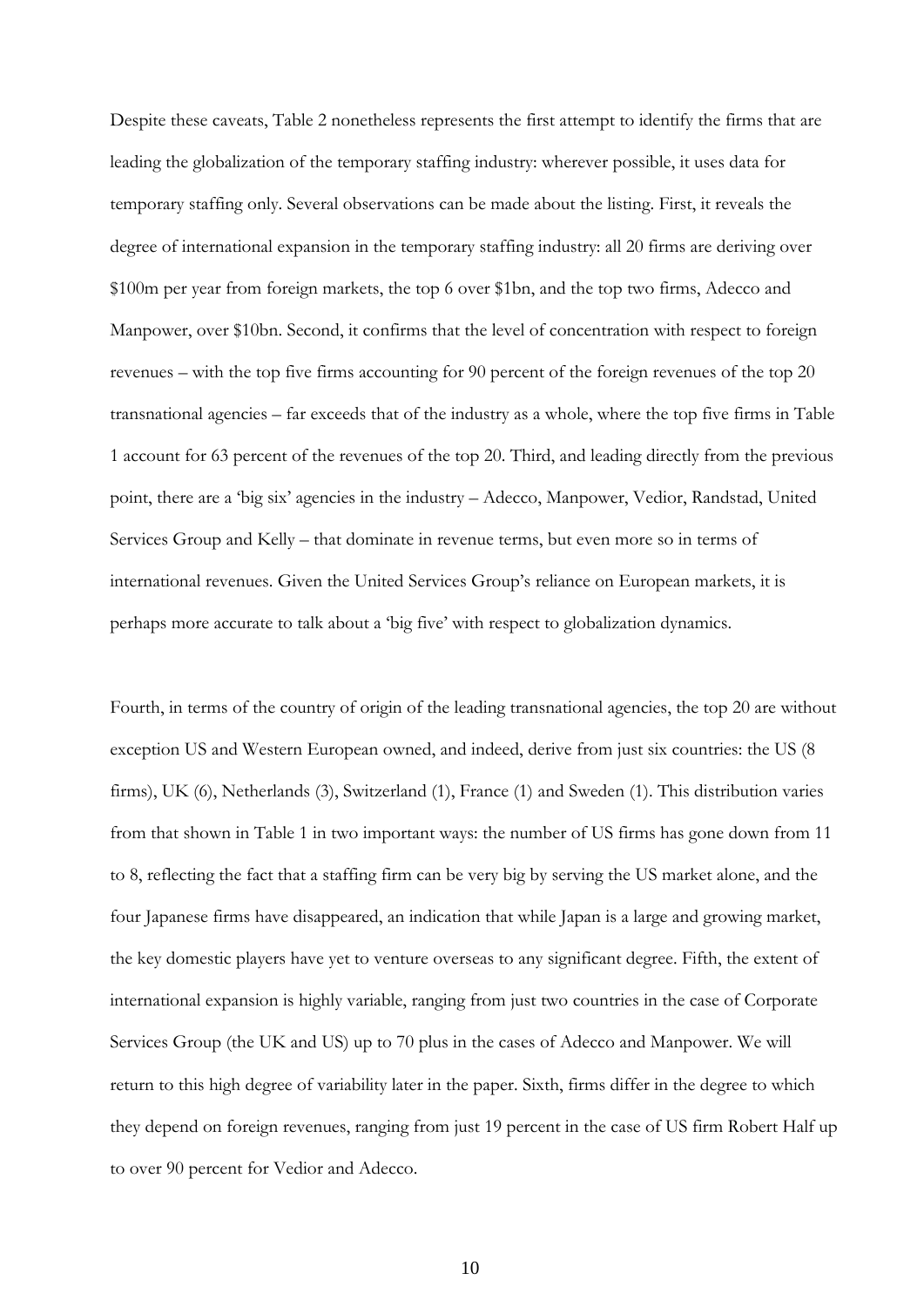Despite these caveats, Table 2 nonetheless represents the first attempt to identify the firms that are leading the globalization of the temporary staffing industry: wherever possible, it uses data for temporary staffing only. Several observations can be made about the listing. First, it reveals the degree of international expansion in the temporary staffing industry: all 20 firms are deriving over \$100m per year from foreign markets, the top 6 over \$1bn, and the top two firms, Adecco and Manpower, over \$10bn. Second, it confirms that the level of concentration with respect to foreign revenues – with the top five firms accounting for 90 percent of the foreign revenues of the top 20 transnational agencies – far exceeds that of the industry as a whole, where the top five firms in Table 1 account for 63 percent of the revenues of the top 20. Third, and leading directly from the previous point, there are a 'big six' agencies in the industry – Adecco, Manpower, Vedior, Randstad, United Services Group and Kelly – that dominate in revenue terms, but even more so in terms of international revenues. Given the United Services Group's reliance on European markets, it is perhaps more accurate to talk about a 'big five' with respect to globalization dynamics.

Fourth, in terms of the country of origin of the leading transnational agencies, the top 20 are without exception US and Western European owned, and indeed, derive from just six countries: the US (8 firms), UK (6), Netherlands (3), Switzerland (1), France (1) and Sweden (1). This distribution varies from that shown in Table 1 in two important ways: the number of US firms has gone down from 11 to 8, reflecting the fact that a staffing firm can be very big by serving the US market alone, and the four Japanese firms have disappeared, an indication that while Japan is a large and growing market, the key domestic players have yet to venture overseas to any significant degree. Fifth, the extent of international expansion is highly variable, ranging from just two countries in the case of Corporate Services Group (the UK and US) up to 70 plus in the cases of Adecco and Manpower. We will return to this high degree of variability later in the paper. Sixth, firms differ in the degree to which they depend on foreign revenues, ranging from just 19 percent in the case of US firm Robert Half up to over 90 percent for Vedior and Adecco.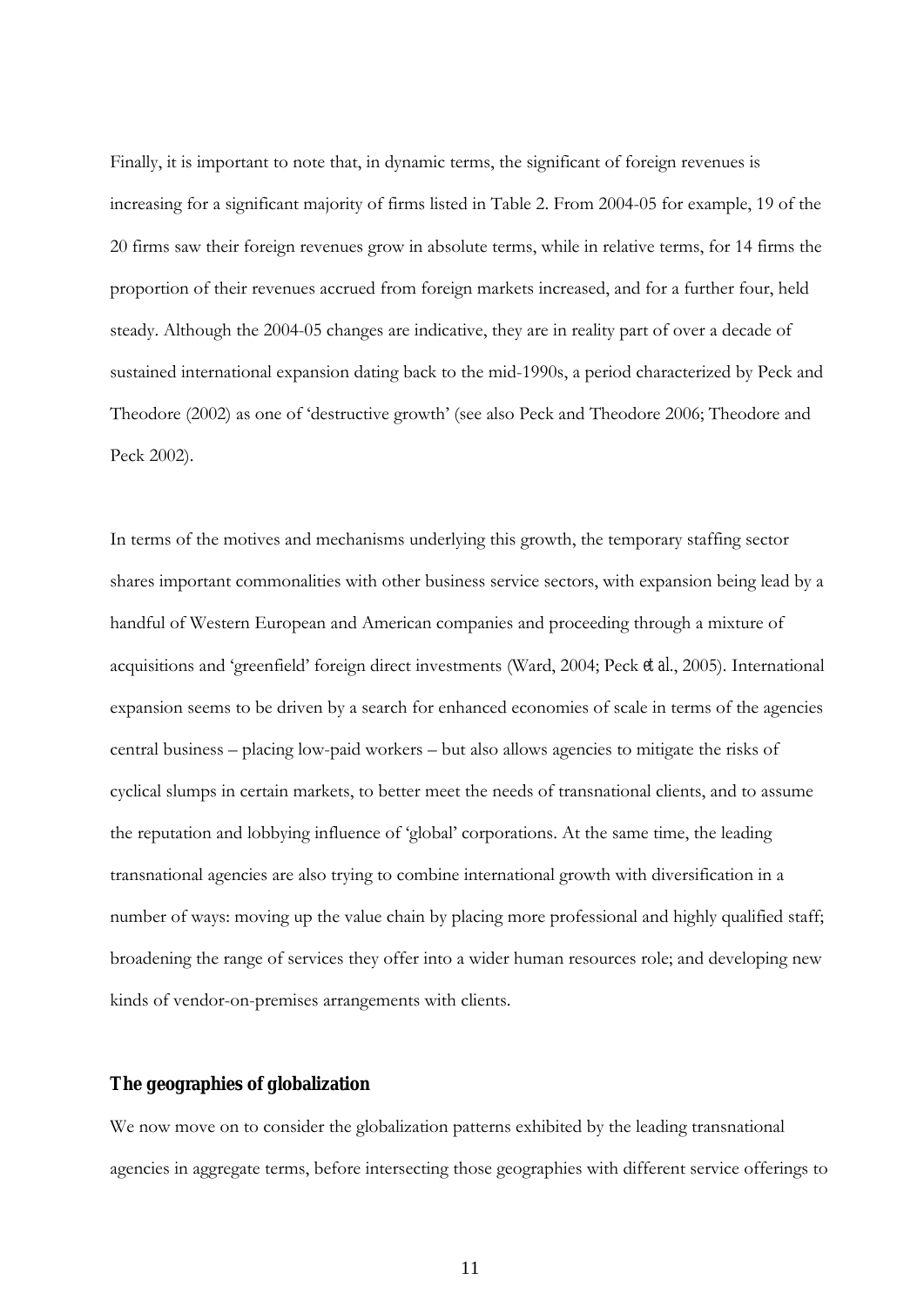Finally, it is important to note that, in dynamic terms, the significant of foreign revenues is increasing for a significant majority of firms listed in Table 2. From 2004-05 for example, 19 of the 20 firms saw their foreign revenues grow in absolute terms, while in relative terms, for 14 firms the proportion of their revenues accrued from foreign markets increased, and for a further four, held steady. Although the 2004-05 changes are indicative, they are in reality part of over a decade of sustained international expansion dating back to the mid-1990s, a period characterized by Peck and Theodore (2002) as one of 'destructive growth' (see also Peck and Theodore 2006; Theodore and Peck 2002).

In terms of the motives and mechanisms underlying this growth, the temporary staffing sector shares important commonalities with other business service sectors, with expansion being lead by a handful of Western European and American companies and proceeding through a mixture of acquisitions and 'greenfield' foreign direct investments (Ward, 2004; Peck *et al.*, 2005). International expansion seems to be driven by a search for enhanced economies of scale in terms of the agencies central business – placing low-paid workers – but also allows agencies to mitigate the risks of cyclical slumps in certain markets, to better meet the needs of transnational clients, and to assume the reputation and lobbying influence of 'global' corporations. At the same time, the leading transnational agencies are also trying to combine international growth with diversification in a number of ways: moving up the value chain by placing more professional and highly qualified staff; broadening the range of services they offer into a wider human resources role; and developing new kinds of vendor-on-premises arrangements with clients.

## The geographies of globalization

We now move on to consider the globalization patterns exhibited by the leading transnational agencies in aggregate terms, before intersecting those geographies with different service offerings to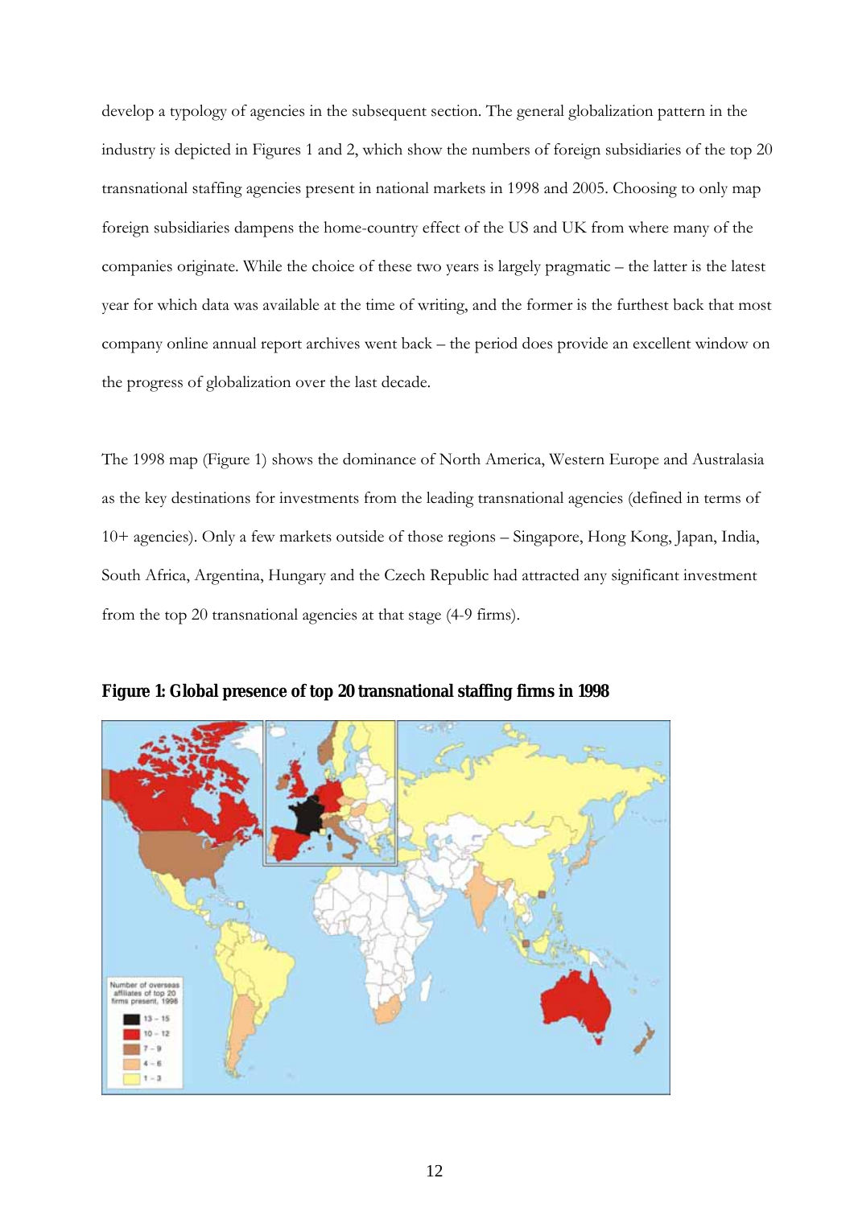develop a typology of agencies in the subsequent section. The general globalization pattern in the industry is depicted in Figures 1 and 2, which show the numbers of foreign subsidiaries of the top 20 transnational staffing agencies present in national markets in 1998 and 2005. Choosing to only map foreign subsidiaries dampens the home-country effect of the US and UK from where many of the companies originate. While the choice of these two years is largely pragmatic – the latter is the latest year for which data was available at the time of writing, and the former is the furthest back that most company online annual report archives went back – the period does provide an excellent window on the progress of globalization over the last decade.

The 1998 map (Figure 1) shows the dominance of North America, Western Europe and Australasia as the key destinations for investments from the leading transnational agencies (defined in terms of 10+ agencies). Only a few markets outside of those regions – Singapore, Hong Kong, Japan, India, South Africa, Argentina, Hungary and the Czech Republic had attracted any significant investment from the top 20 transnational agencies at that stage (4-9 firms).

**Figure 1: Global presence of top 20 transnational staffing firms in 1998**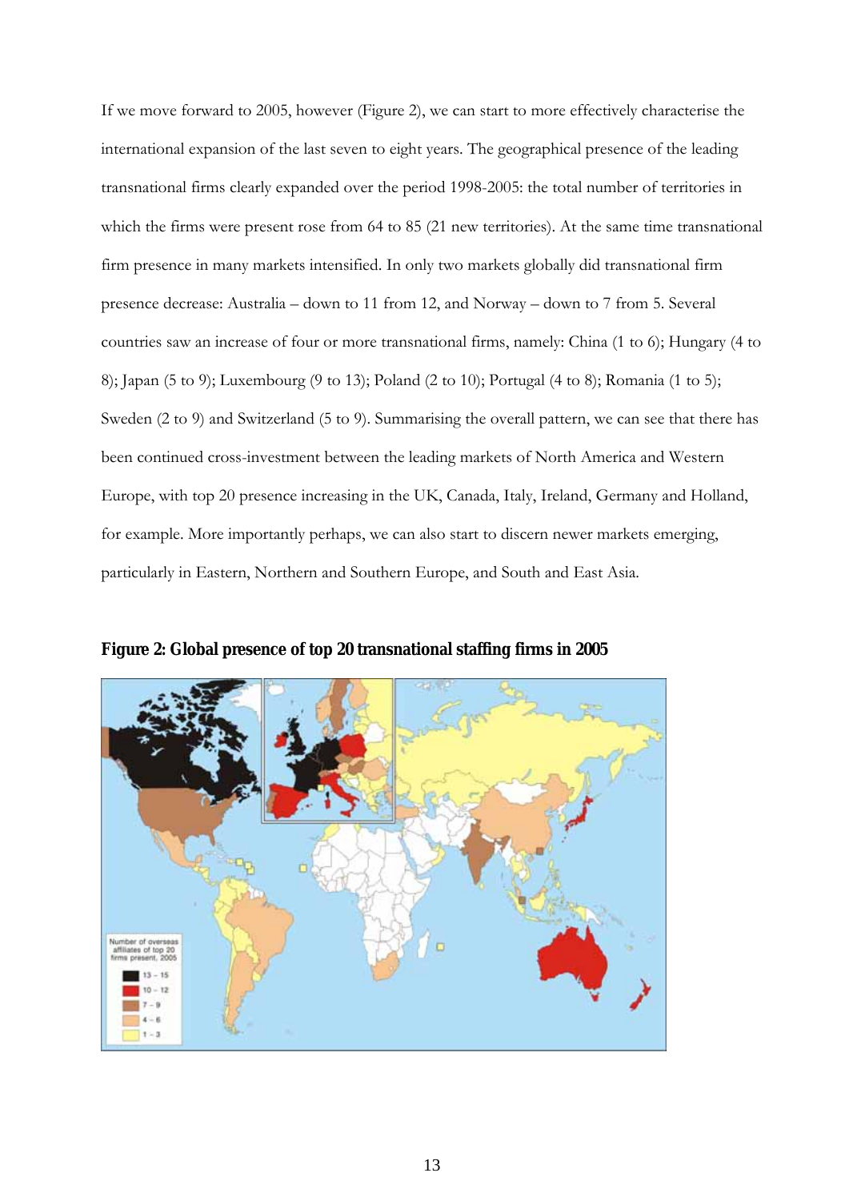If we move forward to 2005, however (Figure 2), we can start to more effectively characterise the international expansion of the last seven to eight years. The geographical presence of the leading transnational firms clearly expanded over the period 1998-2005: the total number of territories in which the firms were present rose from 64 to 85 (21 new territories). At the same time transnational firm presence in many markets intensified. In only two markets globally did transnational firm presence decrease: Australia – down to 11 from 12, and Norway – down to 7 from 5. Several countries saw an increase of four or more transnational firms, namely: China (1 to 6); Hungary (4 to 8); Japan (5 to 9); Luxembourg (9 to 13); Poland (2 to 10); Portugal (4 to 8); Romania (1 to 5); Sweden (2 to 9) and Switzerland (5 to 9). Summarising the overall pattern, we can see that there has been continued cross-investment between the leading markets of North America and Western Europe, with top 20 presence increasing in the UK, Canada, Italy, Ireland, Germany and Holland, for example. More importantly perhaps, we can also start to discern newer markets emerging, particularly in Eastern, Northern and Southern Europe, and South and East Asia.

**Figure 2: Global presence of top 20 transnational staffing firms in 2005**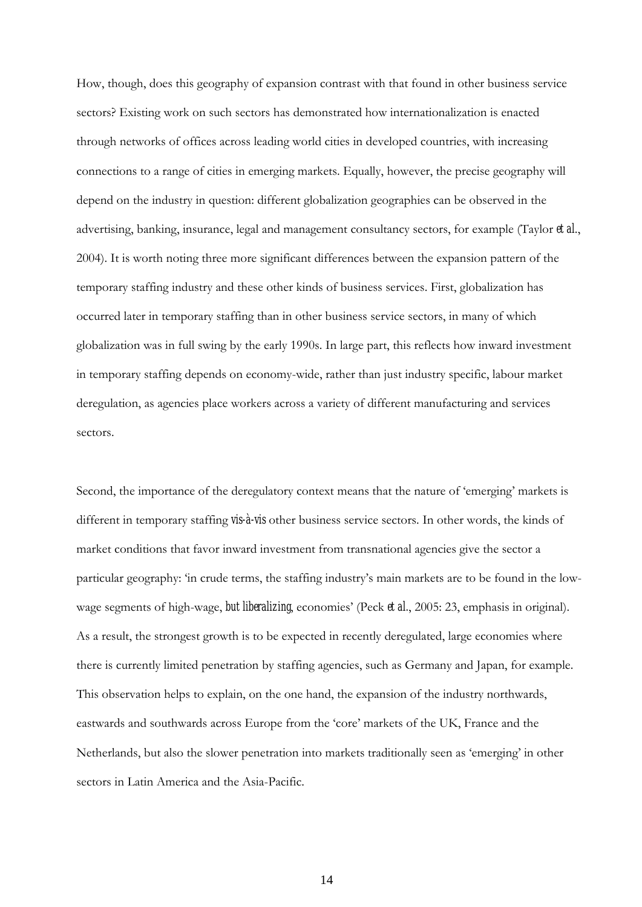How, though, does this geography of expansion contrast with that found in other business service sectors? Existing work on such sectors has demonstrated how internationalization is enacted through networks of offices across leading world cities in developed countries, with increasing connections to a range of cities in emerging markets. Equally, however, the precise geography will depend on the industry in question: different globalization geographies can be observed in the advertising, banking, insurance, legal and management consultancy sectors, for example (Taylor *et al.*, 2004). It is worth noting three more significant differences between the expansion pattern of the temporary staffing industry and these other kinds of business services. First, globalization has occurred later in temporary staffing than in other business service sectors, in many of which globalization was in full swing by the early 1990s. In large part, this reflects how inward investment in temporary staffing depends on economy-wide, rather than just industry specific, labour market deregulation, as agencies place workers across a variety of different manufacturing and services sectors.

Second, the importance of the deregulatory context means that the nature of 'emerging' markets is different in temporary staffing *vis-à-vis* other business service sectors. In other words, the kinds of market conditions that favor inward investment from transnational agencies give the sector a particular geography: 'in crude terms, the staffing industry's main markets are to be found in the low-wage segments of high-wage, *but liberalizing*, economies' (Peck *et al.*, 2005: 23, emphasis in original). As a result, the strongest growth is to be expected in recently deregulated, large economies where there is currently limited penetration by staffing agencies, such as Germany and Japan, for example. This observation helps to explain, on the one hand, the expansion of the industry northwards, eastwards and southwards across Europe from the 'core' markets of the UK, France and the Netherlands, but also the slower penetration into markets traditionally seen as 'emerging' in other sectors in Latin America and the Asia-Pacific.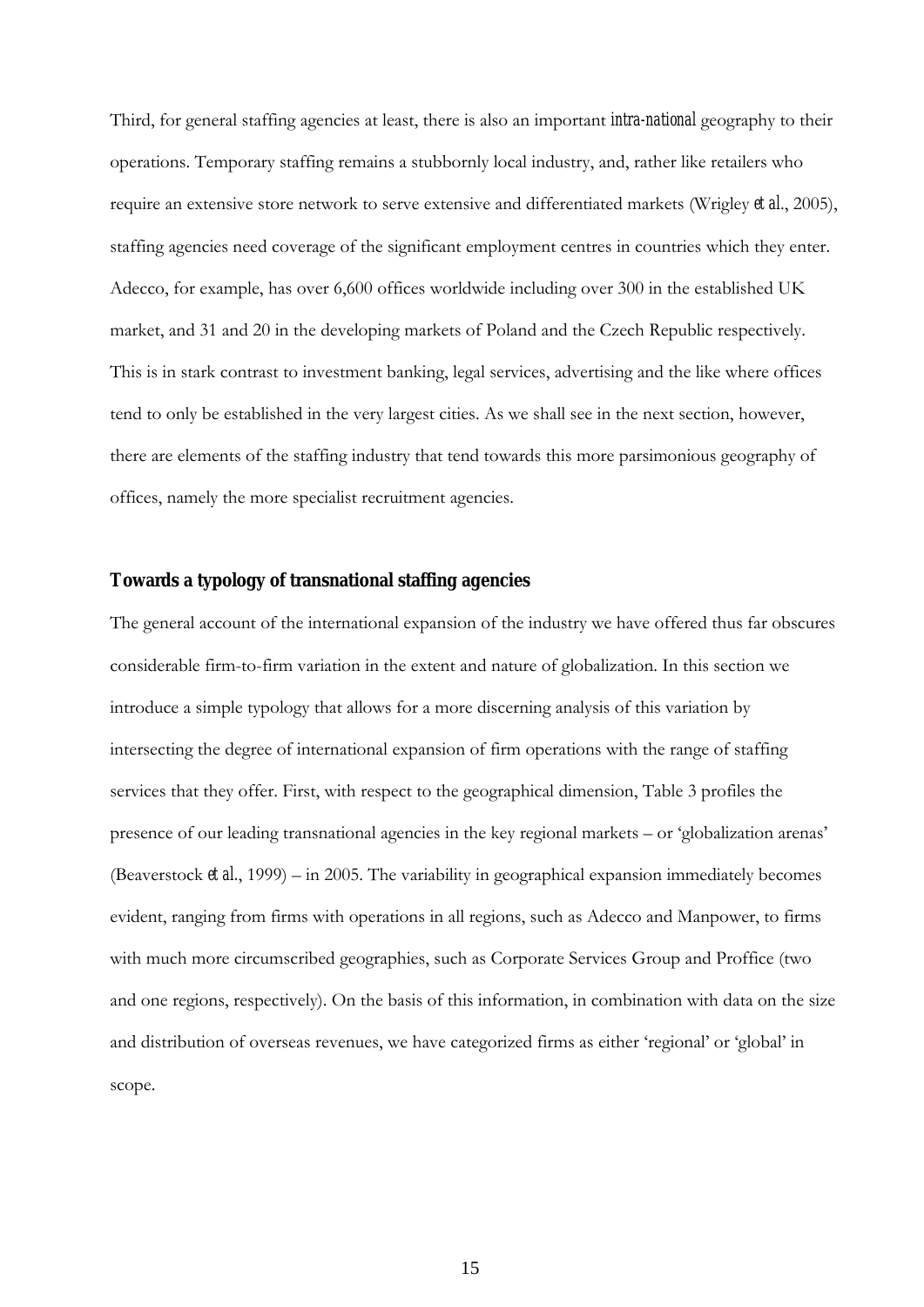Third, for general staffing agencies at least, there is also an important *intra-national* geography to their operations. Temporary staffing remains a stubbornly local industry, and, rather like retailers who require an extensive store network to serve extensive and differentiated markets (Wrigley *et al*., 2005), staffing agencies need coverage of the significant employment centres in countries which they enter. Adecco, for example, has over 6,600 offices worldwide including over 300 in the established UK market, and 31 and 20 in the developing markets of Poland and the Czech Republic respectively. This is in stark contrast to investment banking, legal services, advertising and the like where offices tend to only be established in the very largest cities. As we shall see in the next section, however, there are elements of the staffing industry that tend towards this more parsimonious geography of offices, namely the more specialist recruitment agencies.

## Towards a typology of transnational staffing agencies

The general account of the international expansion of the industry we have offered thus far obscures considerable firm-to-firm variation in the extent and nature of globalization. In this section we introduce a simple typology that allows for a more discerning analysis of this variation by intersecting the degree of international expansion of firm operations with the range of staffing services that they offer. First, with respect to the geographical dimension, Table 3 profiles the presence of our leading transnational agencies in the key regional markets – or 'globalization arenas' (Beaverstock *et al*., 1999) – in 2005. The variability in geographical expansion immediately becomes evident, ranging from firms with operations in all regions, such as Adecco and Manpower, to firms with much more circumscribed geographies, such as Corporate Services Group and Proffice (two and one regions, respectively). On the basis of this information, in combination with data on the size and distribution of overseas revenues, we have categorized firms as either 'regional' or 'global' in scope.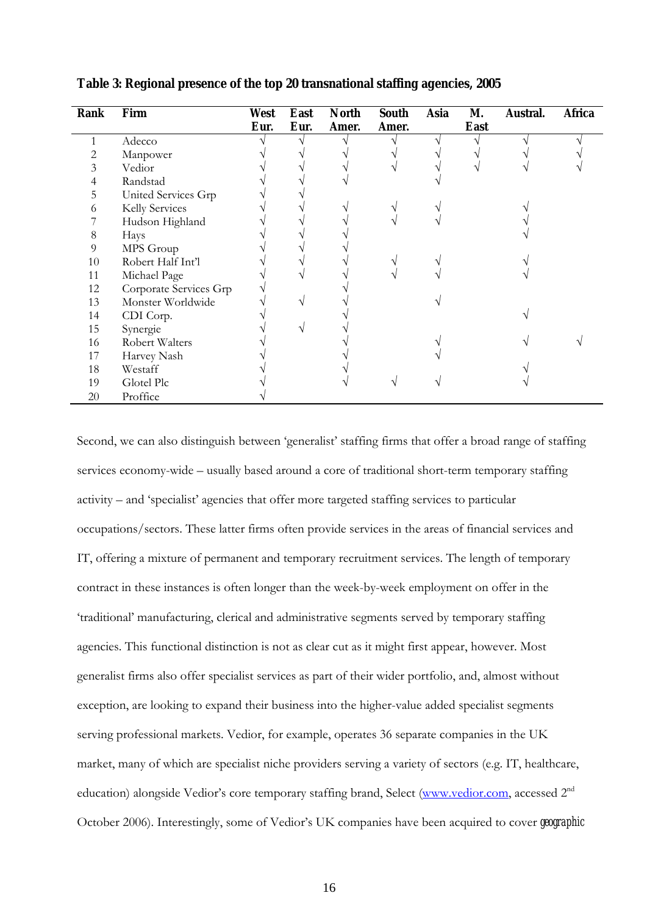**Table 3: Regional presence of the top 20 transnational staffing agencies, 2005**

| Rank | Firm | West Eur. | East Eur. | North Amer. | South Amer. | Asia | M. East | Austral. | Africa |
|---|---|---|---|---|---|---|---|---|---|
| 1 | Adecco | √ | √ | √ | √ | √ | √ | √ | √ |
| 2 | Manpower | √ | √ | √ | √ | √ | √ | √ | √ |
| 3 | Vedior | √ | √ | √ | √ | √ | √ | √ | √ |
| 4 | Randstad | √ | √ | √ | | √ | | | |
| 5 | United Services Grp | √ | √ | | | | | | |
| 6 | Kelly Services | √ | √ | √ | √ | √ | | √ | |
| 7 | Hudson Highland | √ | √ | √ | √ | √ | | √ | |
| 8 | Hays | √ | √ | √ | | | | √ | |
| 9 | MPS Group | √ | √ | √ | | | | | |
| 10 | Robert Half Int'l | √ | √ | √ | √ | √ | | √ | |
| 11 | Michael Page | √ | √ | √ | √ | √ | | √ | |
| 12 | Corporate Services Grp | √ | | √ | | | | | |
| 13 | Monster Worldwide | √ | √ | √ | | √ | | | |
| 14 | CDI Corp. | √ | | √ | | | | √ | |
| 15 | Synergie | √ | √ | √ | | | | | |
| 16 | Robert Walters | √ | | √ | | √ | | √ | √ |
| 17 | Harvey Nash | √ | | √ | | √ | | | |
| 18 | Westaff | √ | | √ | | | | √ | |
| 19 | Glotel Plc | √ | | √ | √ | √ | | √ | |
| 20 | Proffice | √ | | | | | | | |

Second, we can also distinguish between 'generalist' staffing firms that offer a broad range of staffing services economy-wide – usually based around a core of traditional short-term temporary staffing activity – and 'specialist' agencies that offer more targeted staffing services to particular occupations/sectors. These latter firms often provide services in the areas of financial services and IT, offering a mixture of permanent and temporary recruitment services. The length of temporary contract in these instances is often longer than the week-by-week employment on offer in the 'traditional' manufacturing, clerical and administrative segments served by temporary staffing agencies. This functional distinction is not as clear cut as it might first appear, however. Most generalist firms also offer specialist services as part of their wider portfolio, and, almost without exception, are looking to expand their business into the higher-value added specialist segments serving professional markets. Vedior, for example, operates 36 separate companies in the UK market, many of which are specialist niche providers serving a variety of sectors (e.g. IT, healthcare, education) alongside Vedior's core temporary staffing brand, Select (www.vedior.com, accessed 2nd October 2006). Interestingly, some of Vedior's UK companies have been acquired to cover geographic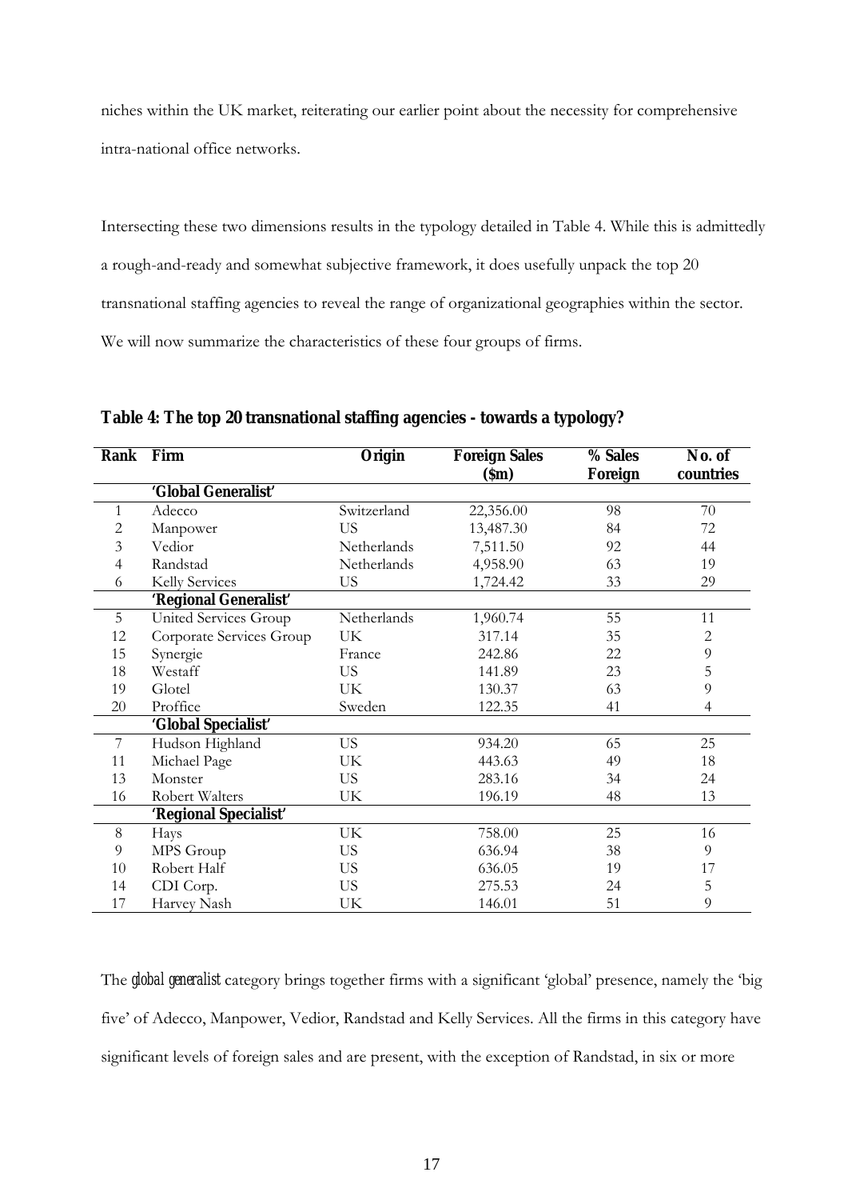niches within the UK market, reiterating our earlier point about the necessity for comprehensive intra-national office networks.

Intersecting these two dimensions results in the typology detailed in Table 4. While this is admittedly a rough-and-ready and somewhat subjective framework, it does usefully unpack the top 20 transnational staffing agencies to reveal the range of organizational geographies within the sector. We will now summarize the characteristics of these four groups of firms.

**Table 4: The top 20 transnational staffing agencies - towards a typology?**

| Rank | Firm | Origin | Foreign Sales ($m) | % Sales Foreign | No. of countries |
|---|---|---|---|---|---|
| | **'Global Generalist'** | | | | |
| 1 | Adecco | Switzerland | 22,356.00 | 98 | 70 |
| 2 | Manpower | US | 13,487.30 | 84 | 72 |
| 3 | Vedior | Netherlands | 7,511.50 | 92 | 44 |
| 4 | Randstad | Netherlands | 4,958.90 | 63 | 19 |
| 6 | Kelly Services | US | 1,724.42 | 33 | 29 |
| | **'Regional Generalist'** | | | | |
| 5 | United Services Group | Netherlands | 1,960.74 | 55 | 11 |
| 12 | Corporate Services Group | UK | 317.14 | 35 | 2 |
| 15 | Synergie | France | 242.86 | 22 | 9 |
| 18 | Westaff | US | 141.89 | 23 | 5 |
| 19 | Glotel | UK | 130.37 | 63 | 9 |
| 20 | Proffice | Sweden | 122.35 | 41 | 4 |
| | **'Global Specialist'** | | | | |
| 7 | Hudson Highland | US | 934.20 | 65 | 25 |
| 11 | Michael Page | UK | 443.63 | 49 | 18 |
| 13 | Monster | US | 283.16 | 34 | 24 |
| 16 | Robert Walters | UK | 196.19 | 48 | 13 |
| | **'Regional Specialist'** | | | | |
| 8 | Hays | UK | 758.00 | 25 | 16 |
| 9 | MPS Group | US | 636.94 | 38 | 9 |
| 10 | Robert Half | US | 636.05 | 19 | 17 |
| 14 | CDI Corp. | US | 275.53 | 24 | 5 |
| 17 | Harvey Nash | UK | 146.01 | 51 | 9 |

The *global generalist* category brings together firms with a significant 'global' presence, namely the 'big five' of Adecco, Manpower, Vedior, Randstad and Kelly Services. All the firms in this category have significant levels of foreign sales and are present, with the exception of Randstad, in six or more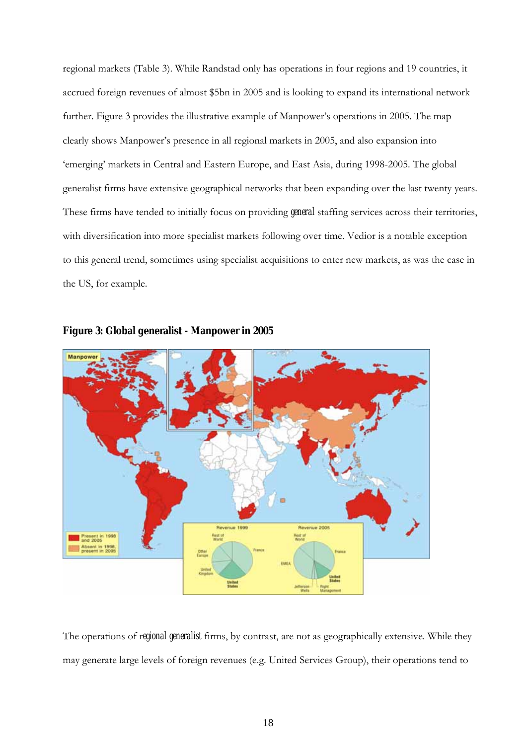regional markets (Table 3). While Randstad only has operations in four regions and 19 countries, it accrued foreign revenues of almost $5bn in 2005 and is looking to expand its international network further. Figure 3 provides the illustrative example of Manpower's operations in 2005. The map clearly shows Manpower's presence in all regional markets in 2005, and also expansion into 'emerging' markets in Central and Eastern Europe, and East Asia, during 1998-2005. The global generalist firms have extensive geographical networks that been expanding over the last twenty years. These firms have tended to initially focus on providing *general* staffing services across their territories, with diversification into more specialist markets following over time. Vedior is a notable exception to this general trend, sometimes using specialist acquisitions to enter new markets, as was the case in the US, for example.

**Figure 3: Global generalist - Manpower in 2005**

The operations of *regional generalist* firms, by contrast, are not as geographically extensive. While they may generate large levels of foreign revenues (e.g. United Services Group), their operations tend to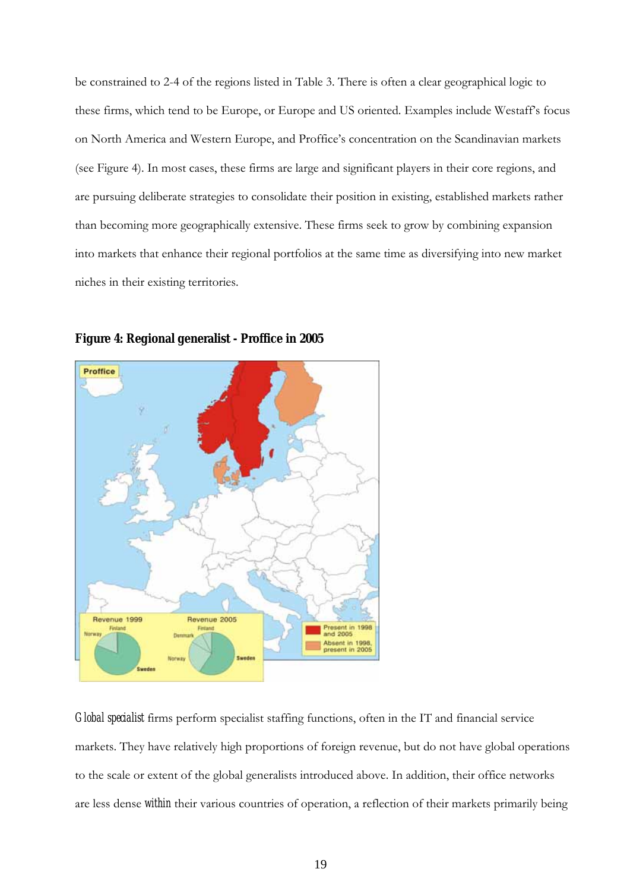be constrained to 2-4 of the regions listed in Table 3. There is often a clear geographical logic to these firms, which tend to be Europe, or Europe and US oriented. Examples include Westaff's focus on North America and Western Europe, and Proffice's concentration on the Scandinavian markets (see Figure 4). In most cases, these firms are large and significant players in their core regions, and are pursuing deliberate strategies to consolidate their position in existing, established markets rather than becoming more geographically extensive. These firms seek to grow by combining expansion into markets that enhance their regional portfolios at the same time as diversifying into new market niches in their existing territories.

**Figure 4: Regional generalist - Proffice in 2005**

*Global specialist* firms perform specialist staffing functions, often in the IT and financial service markets. They have relatively high proportions of foreign revenue, but do not have global operations to the scale or extent of the global generalists introduced above. In addition, their office networks are less dense *within* their various countries of operation, a reflection of their markets primarily being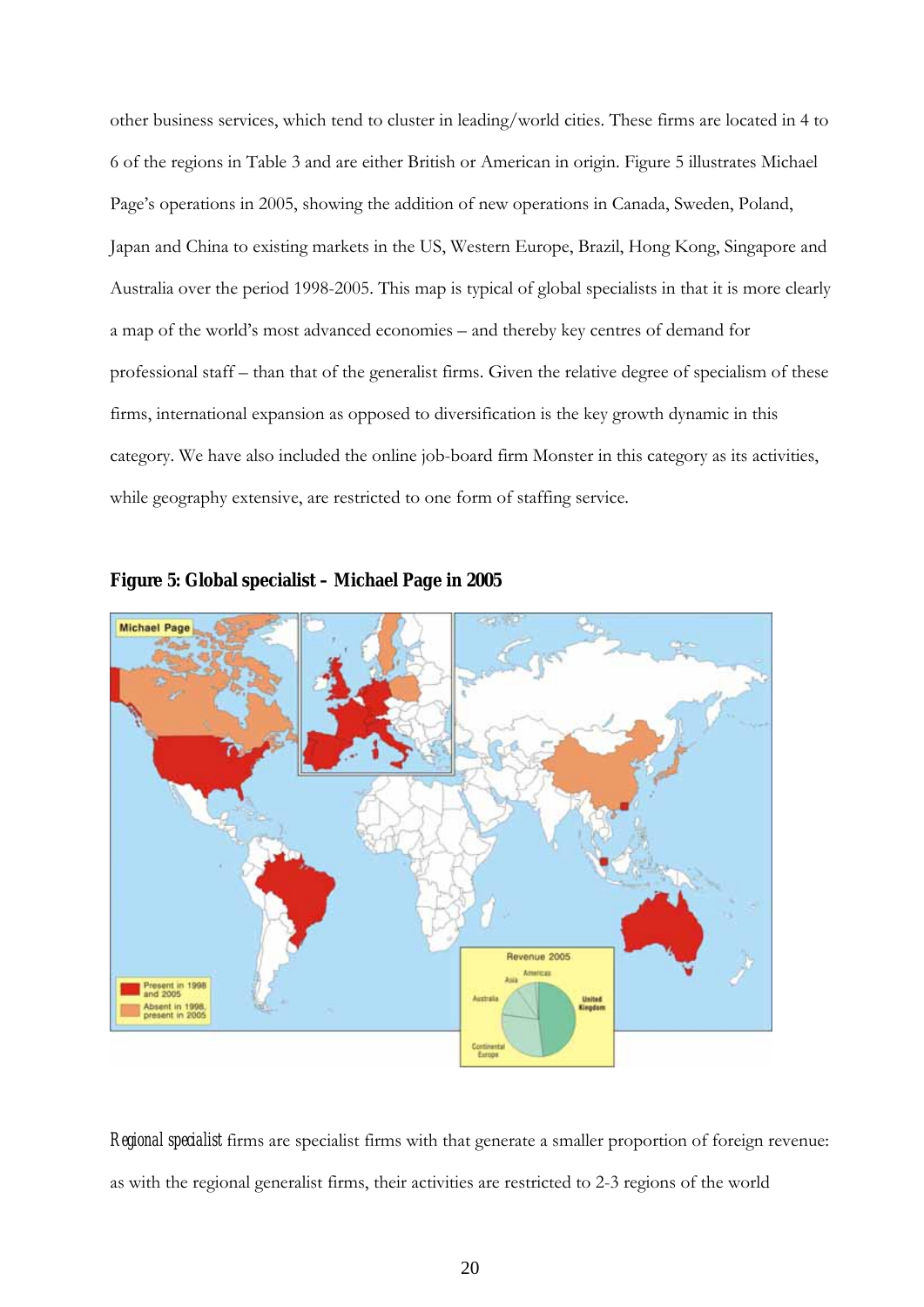other business services, which tend to cluster in leading/world cities. These firms are located in 4 to 6 of the regions in Table 3 and are either British or American in origin. Figure 5 illustrates Michael Page's operations in 2005, showing the addition of new operations in Canada, Sweden, Poland, Japan and China to existing markets in the US, Western Europe, Brazil, Hong Kong, Singapore and Australia over the period 1998-2005. This map is typical of global specialists in that it is more clearly a map of the world's most advanced economies – and thereby key centres of demand for professional staff – than that of the generalist firms. Given the relative degree of specialism of these firms, international expansion as opposed to diversification is the key growth dynamic in this category. We have also included the online job-board firm Monster in this category as its activities, while geography extensive, are restricted to one form of staffing service.

**Figure 5: Global specialist – Michael Page in 2005**

*Regional specialist* firms are specialist firms with that generate a smaller proportion of foreign revenue: as with the regional generalist firms, their activities are restricted to 2-3 regions of the world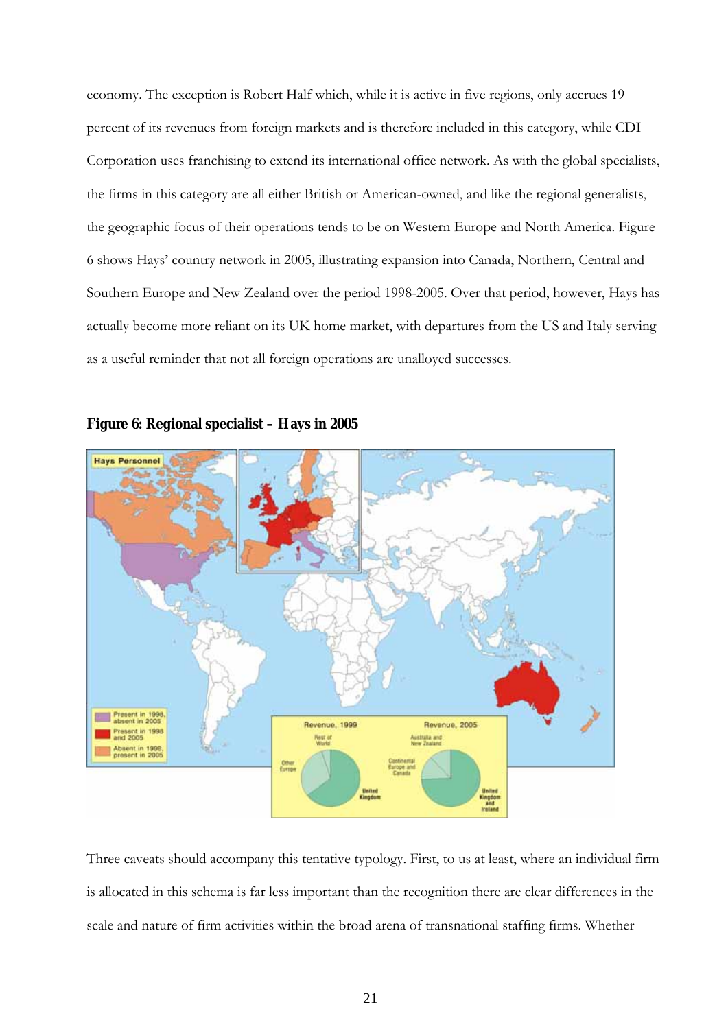economy. The exception is Robert Half which, while it is active in five regions, only accrues 19 percent of its revenues from foreign markets and is therefore included in this category, while CDI Corporation uses franchising to extend its international office network. As with the global specialists, the firms in this category are all either British or American-owned, and like the regional generalists, the geographic focus of their operations tends to be on Western Europe and North America. Figure 6 shows Hays' country network in 2005, illustrating expansion into Canada, Northern, Central and Southern Europe and New Zealand over the period 1998-2005. Over that period, however, Hays has actually become more reliant on its UK home market, with departures from the US and Italy serving as a useful reminder that not all foreign operations are unalloyed successes.

**Figure 6: Regional specialist – Hays in 2005**

Three caveats should accompany this tentative typology. First, to us at least, where an individual firm is allocated in this schema is far less important than the recognition there are clear differences in the scale and nature of firm activities within the broad arena of transnational staffing firms. Whether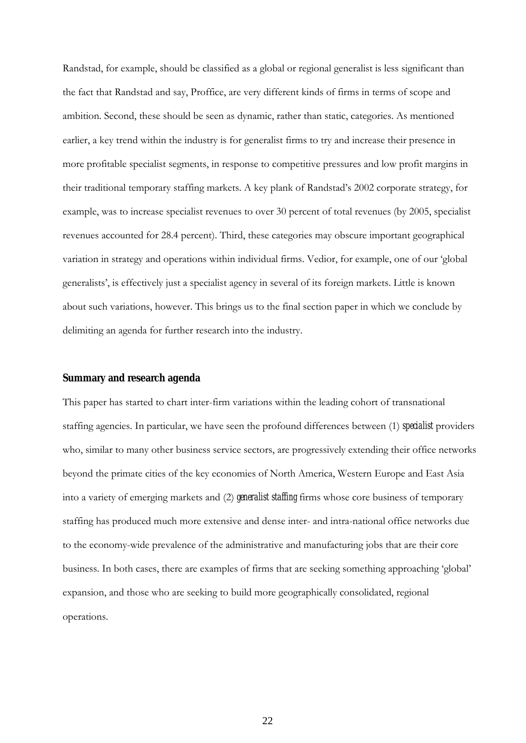Randstad, for example, should be classified as a global or regional generalist is less significant than the fact that Randstad and say, Proffice, are very different kinds of firms in terms of scope and ambition. Second, these should be seen as dynamic, rather than static, categories. As mentioned earlier, a key trend within the industry is for generalist firms to try and increase their presence in more profitable specialist segments, in response to competitive pressures and low profit margins in their traditional temporary staffing markets. A key plank of Randstad's 2002 corporate strategy, for example, was to increase specialist revenues to over 30 percent of total revenues (by 2005, specialist revenues accounted for 28.4 percent). Third, these categories may obscure important geographical variation in strategy and operations within individual firms. Vedior, for example, one of our 'global generalists', is effectively just a specialist agency in several of its foreign markets. Little is known about such variations, however. This brings us to the final section paper in which we conclude by delimiting an agenda for further research into the industry.

## Summary and research agenda

This paper has started to chart inter-firm variations within the leading cohort of transnational staffing agencies. In particular, we have seen the profound differences between (1) *specialist* providers who, similar to many other business service sectors, are progressively extending their office networks beyond the primate cities of the key economies of North America, Western Europe and East Asia into a variety of emerging markets and (2) *generalist staffing* firms whose core business of temporary staffing has produced much more extensive and dense inter- and intra-national office networks due to the economy-wide prevalence of the administrative and manufacturing jobs that are their core business. In both cases, there are examples of firms that are seeking something approaching 'global' expansion, and those who are seeking to build more geographically consolidated, regional operations.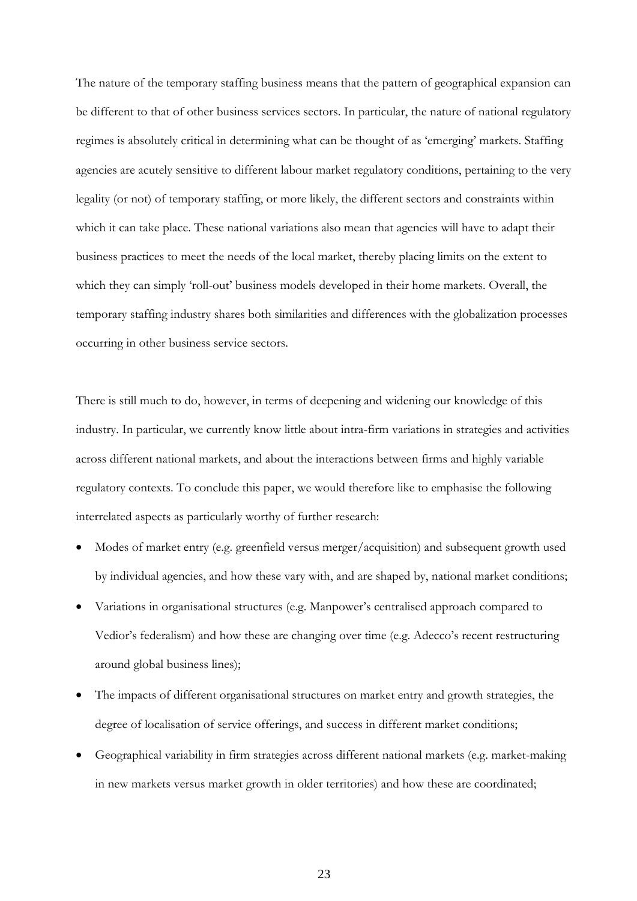The nature of the temporary staffing business means that the pattern of geographical expansion can be different to that of other business services sectors. In particular, the nature of national regulatory regimes is absolutely critical in determining what can be thought of as 'emerging' markets. Staffing agencies are acutely sensitive to different labour market regulatory conditions, pertaining to the very legality (or not) of temporary staffing, or more likely, the different sectors and constraints within which it can take place. These national variations also mean that agencies will have to adapt their business practices to meet the needs of the local market, thereby placing limits on the extent to which they can simply 'roll-out' business models developed in their home markets. Overall, the temporary staffing industry shares both similarities and differences with the globalization processes occurring in other business service sectors.

There is still much to do, however, in terms of deepening and widening our knowledge of this industry. In particular, we currently know little about intra-firm variations in strategies and activities across different national markets, and about the interactions between firms and highly variable regulatory contexts. To conclude this paper, we would therefore like to emphasise the following interrelated aspects as particularly worthy of further research:

- Modes of market entry (e.g. greenfield versus merger/acquisition) and subsequent growth used by individual agencies, and how these vary with, and are shaped by, national market conditions;
- Variations in organisational structures (e.g. Manpower's centralised approach compared to Vedior's federalism) and how these are changing over time (e.g. Adecco's recent restructuring around global business lines);
- The impacts of different organisational structures on market entry and growth strategies, the degree of localisation of service offerings, and success in different market conditions;
- Geographical variability in firm strategies across different national markets (e.g. market-making in new markets versus market growth in older territories) and how these are coordinated;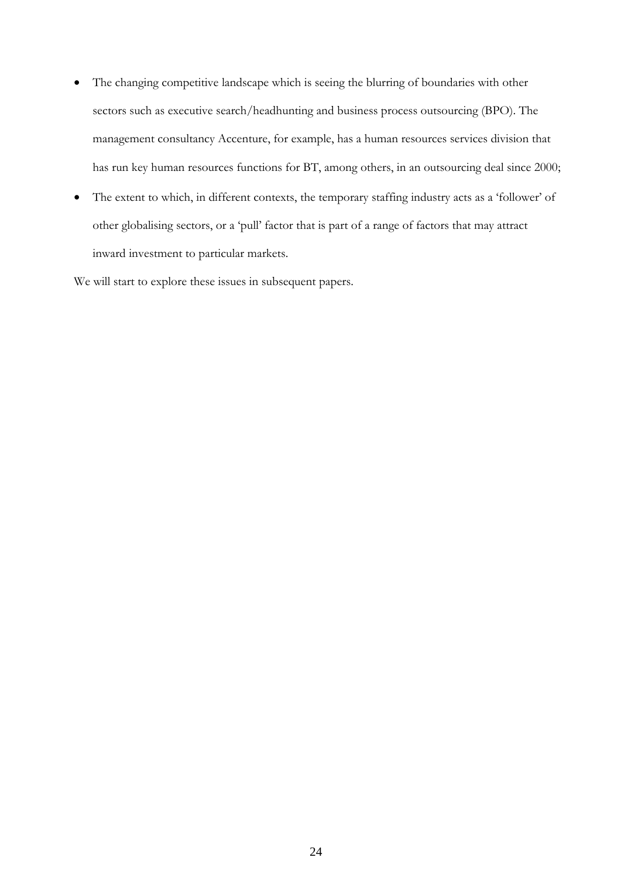- The changing competitive landscape which is seeing the blurring of boundaries with other sectors such as executive search/headhunting and business process outsourcing (BPO). The management consultancy Accenture, for example, has a human resources services division that has run key human resources functions for BT, among others, in an outsourcing deal since 2000;
- The extent to which, in different contexts, the temporary staffing industry acts as a 'follower' of other globalising sectors, or a 'pull' factor that is part of a range of factors that may attract inward investment to particular markets.

We will start to explore these issues in subsequent papers.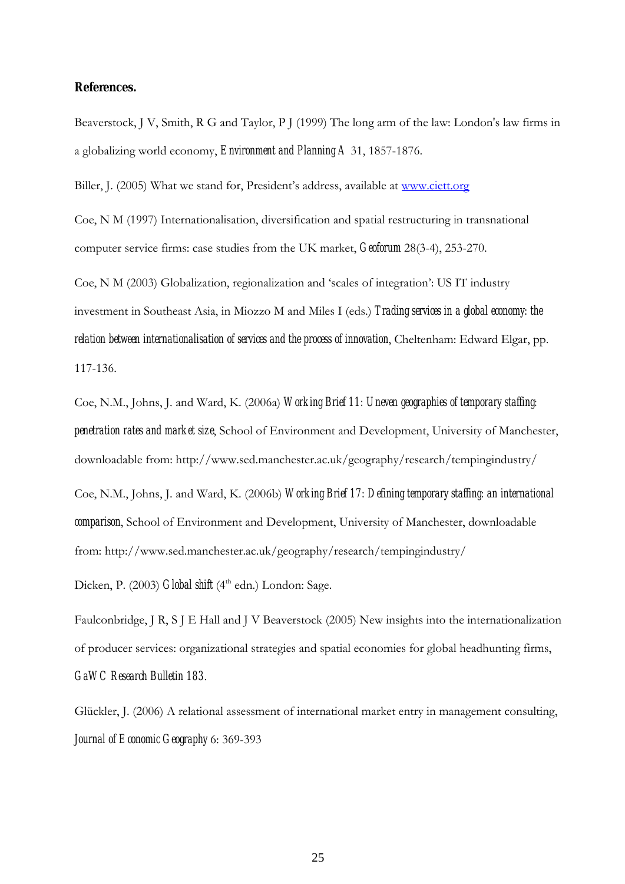**References.**

Beaverstock, J V, Smith, R G and Taylor, P J (1999) The long arm of the law: London's law firms in a globalizing world economy, *Environment and Planning A* 31, 1857-1876.

Biller, J. (2005) What we stand for, President's address, available at www.ciett.org

Coe, N M (1997) Internationalisation, diversification and spatial restructuring in transnational computer service firms: case studies from the UK market, *Geoforum* 28(3-4), 253-270.

Coe, N M (2003) Globalization, regionalization and 'scales of integration': US IT industry investment in Southeast Asia, in Miozzo M and Miles I (eds.) *Trading services in a global economy: the relation between internationalisation of services and the process of innovation*, Cheltenham: Edward Elgar, pp. 117-136.

Coe, N.M., Johns, J. and Ward, K. (2006a) *Working Brief 11: Uneven geographies of temporary staffing: penetration rates and market size*, School of Environment and Development, University of Manchester, downloadable from: http://www.sed.manchester.ac.uk/geography/research/tempingindustry/

Coe, N.M., Johns, J. and Ward, K. (2006b) *Working Brief 17: Defining temporary staffing: an international comparison*, School of Environment and Development, University of Manchester, downloadable from: http://www.sed.manchester.ac.uk/geography/research/tempingindustry/

Dicken, P. (2003) *Global shift* (4th edn.) London: Sage.

Faulconbridge, J R, S J E Hall and J V Beaverstock (2005) New insights into the internationalization of producer services: organizational strategies and spatial economies for global headhunting firms, *GaWC Research Bulletin 183.*

Glückler, J. (2006) A relational assessment of international market entry in management consulting, *Journal of Economic Geography* 6: 369-393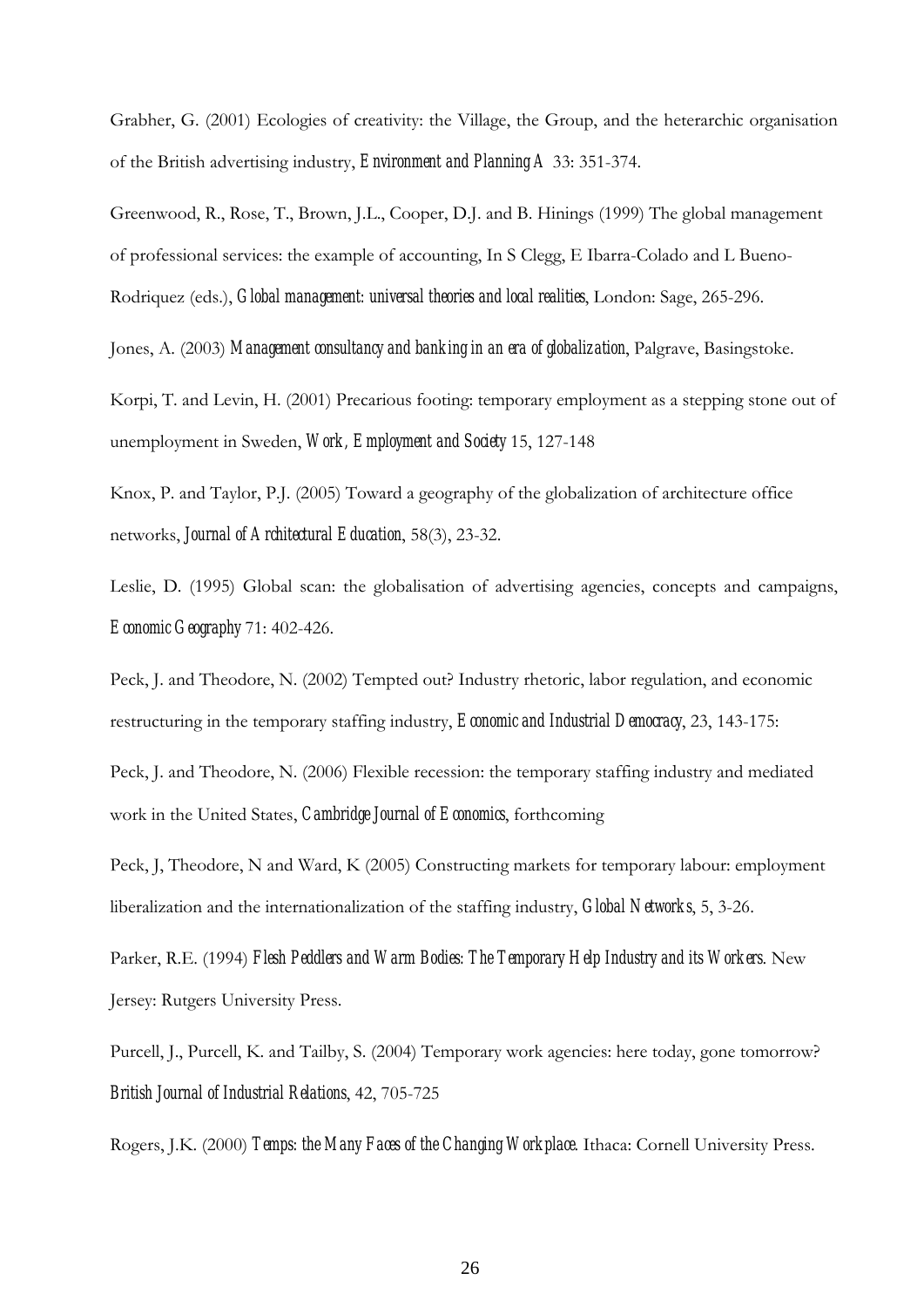Grabher, G. (2001) Ecologies of creativity: the Village, the Group, and the heterarchic organisation of the British advertising industry, *Environment and Planning A* 33: 351-374.

Greenwood, R., Rose, T., Brown, J.L., Cooper, D.J. and B. Hinings (1999) The global management of professional services: the example of accounting, In S Clegg, E Ibarra-Colado and L Bueno-Rodriquez (eds.), *Global management: universal theories and local realities*, London: Sage, 265-296.

Jones, A. (2003) *Management consultancy and banking in an era of globalization*, Palgrave, Basingstoke.

Korpi, T. and Levin, H. (2001) Precarious footing: temporary employment as a stepping stone out of unemployment in Sweden, *Work, Employment and Society* 15, 127-148

Knox, P. and Taylor, P.J. (2005) Toward a geography of the globalization of architecture office networks, *Journal of Architectural Education*, 58(3), 23-32.

Leslie, D. (1995) Global scan: the globalisation of advertising agencies, concepts and campaigns, *Economic Geography* 71: 402-426.

Peck, J. and Theodore, N. (2002) Tempted out? Industry rhetoric, labor regulation, and economic restructuring in the temporary staffing industry, *Economic and Industrial Democracy*, 23, 143-175:

Peck, J. and Theodore, N. (2006) Flexible recession: the temporary staffing industry and mediated work in the United States, *Cambridge Journal of Economics*, forthcoming

Peck, J, Theodore, N and Ward, K (2005) Constructing markets for temporary labour: employment liberalization and the internationalization of the staffing industry, *Global Networks*, 5, 3-26.

Parker, R.E. (1994) *Flesh Peddlers and Warm Bodies: The Temporary Help Industry and its Workers*. New Jersey: Rutgers University Press.

Purcell, J., Purcell, K. and Tailby, S. (2004) Temporary work agencies: here today, gone tomorrow? *British Journal of Industrial Relations*, 42, 705-725

Rogers, J.K. (2000) *Temps: the Many Faces of the Changing Workplace*. Ithaca: Cornell University Press.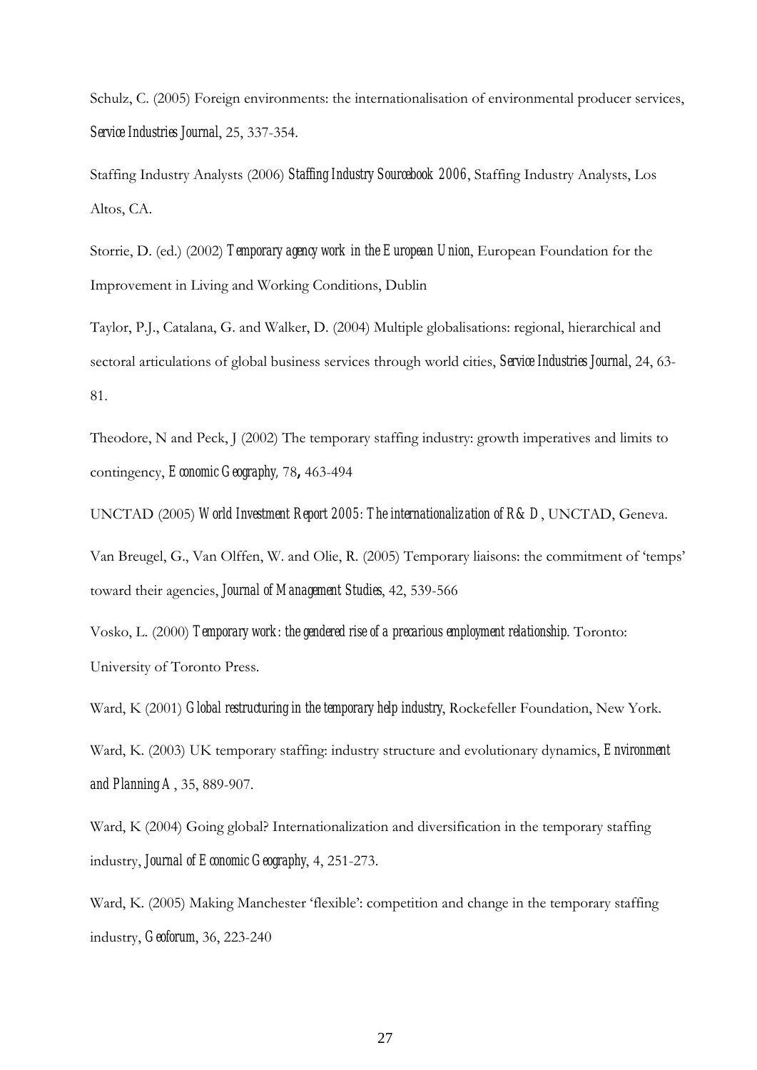Schulz, C. (2005) Foreign environments: the internationalisation of environmental producer services, *Service Industries Journal*, 25, 337-354.

Staffing Industry Analysts (2006) *Staffing Industry Sourcebook 2006*, Staffing Industry Analysts, Los Altos, CA.

Storrie, D. (ed.) (2002) *Temporary agency work in the European Union*, European Foundation for the Improvement in Living and Working Conditions, Dublin

Taylor, P.J., Catalana, G. and Walker, D. (2004) Multiple globalisations: regional, hierarchical and sectoral articulations of global business services through world cities, *Service Industries Journal*, 24, 63-81.

Theodore, N and Peck, J (2002) The temporary staffing industry: growth imperatives and limits to contingency, *Economic Geography,* 78**,** 463-494

UNCTAD (2005) *World Investment Report 2005: The internationalization of R&D*, UNCTAD, Geneva.

Van Breugel, G., Van Olffen, W. and Olie, R. (2005) Temporary liaisons: the commitment of 'temps' toward their agencies, *Journal of Management Studies*, 42, 539-566

Vosko, L. (2000) *Temporary work: the gendered rise of a precarious employment relationship.* Toronto: University of Toronto Press.

Ward, K (2001) *Global restructuring in the temporary help industry*, Rockefeller Foundation, New York.

Ward, K. (2003) UK temporary staffing: industry structure and evolutionary dynamics, *Environment and Planning A*, 35, 889-907.

Ward, K (2004) Going global? Internationalization and diversification in the temporary staffing industry, *Journal of Economic Geography*, 4, 251-273.

Ward, K. (2005) Making Manchester 'flexible': competition and change in the temporary staffing industry, *Geoforum*, 36, 223-240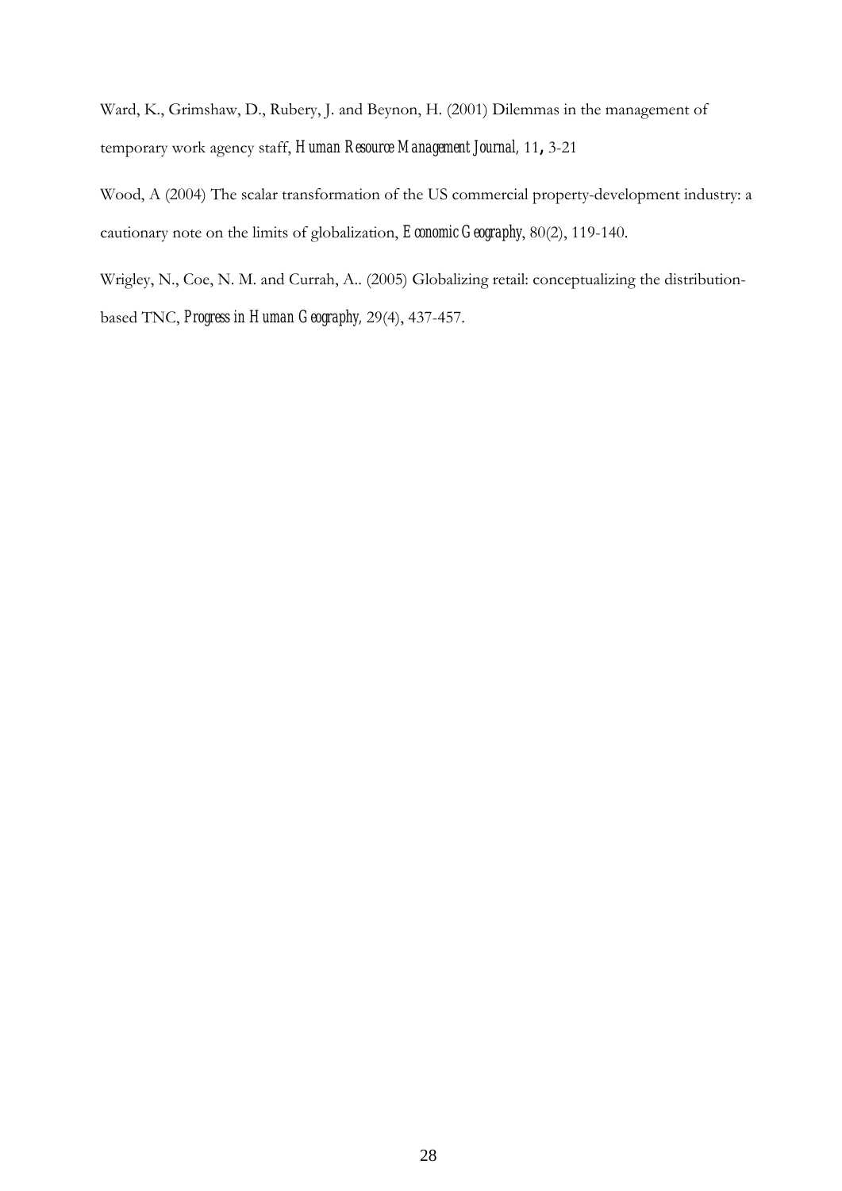Ward, K., Grimshaw, D., Rubery, J. and Beynon, H. (2001) Dilemmas in the management of temporary work agency staff, *Human Resource Management Journal*, 11, 3-21

Wood, A (2004) The scalar transformation of the US commercial property-development industry: a cautionary note on the limits of globalization, *Economic Geography*, 80(2), 119-140.

Wrigley, N., Coe, N. M. and Currah, A.. (2005) Globalizing retail: conceptualizing the distribution-based TNC, *Progress in Human Geography*, 29(4), 437-457.